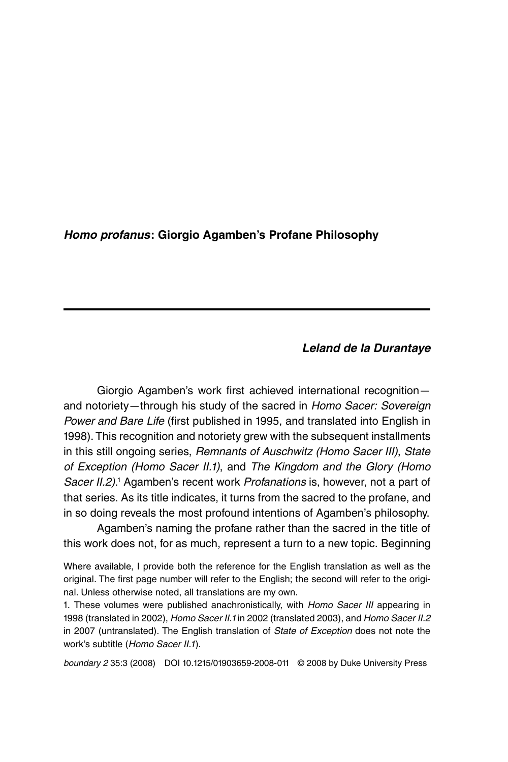# *Homo profanus*: Giorgio Agamben's Profane Philosophy

***Leland de la Durantaye***

Giorgio Agamben's work first achieved international recognition—and notoriety—through his study of the sacred in *Homo Sacer: Sovereign Power and Bare Life* (first published in 1995, and translated into English in 1998). This recognition and notoriety grew with the subsequent installments in this still ongoing series, *Remnants of Auschwitz (Homo Sacer III)*, *State of Exception (Homo Sacer II.1)*, and *The Kingdom and the Glory (Homo Sacer II.2)*.[1] Agamben's recent work *Profanations* is, however, not a part of that series. As its title indicates, it turns from the sacred to the profane, and in so doing reveals the most profound intentions of Agamben's philosophy.

Agamben's naming the profane rather than the sacred in the title of this work does not, for as much, represent a turn to a new topic. Beginning

Where available, I provide both the reference for the English translation as well as the original. The first page number will refer to the English; the second will refer to the original. Unless otherwise noted, all translations are my own.

1. These volumes were published anachronistically, with *Homo Sacer III* appearing in 1998 (translated in 2002), *Homo Sacer II.1* in 2002 (translated 2003), and *Homo Sacer II.2* in 2007 (untranslated). The English translation of *State of Exception* does not note the work's subtitle (*Homo Sacer II.1*).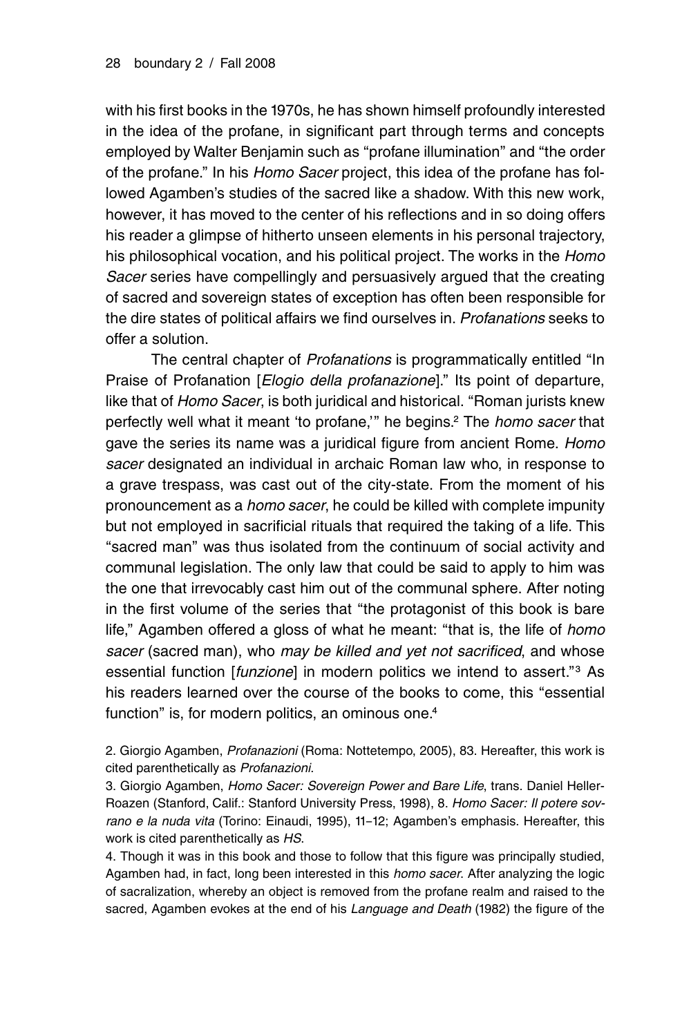with his first books in the 1970s, he has shown himself profoundly interested in the idea of the profane, in significant part through terms and concepts employed by Walter Benjamin such as "profane illumination" and "the order of the profane." In his *Homo Sacer* project, this idea of the profane has followed Agamben's studies of the sacred like a shadow. With this new work, however, it has moved to the center of his reflections and in so doing offers his reader a glimpse of hitherto unseen elements in his personal trajectory, his philosophical vocation, and his political project. The works in the *Homo Sacer* series have compellingly and persuasively argued that the creating of sacred and sovereign states of exception has often been responsible for the dire states of political affairs we find ourselves in. *Profanations* seeks to offer a solution.

The central chapter of *Profanations* is programmatically entitled "In Praise of Profanation [*Elogio della profanazione*]." Its point of departure, like that of *Homo Sacer*, is both juridical and historical. "Roman jurists knew perfectly well what it meant 'to profane,'" he begins.[2] The *homo sacer* that gave the series its name was a juridical figure from ancient Rome. *Homo sacer* designated an individual in archaic Roman law who, in response to a grave trespass, was cast out of the city-state. From the moment of his pronouncement as a *homo sacer*, he could be killed with complete impunity but not employed in sacrificial rituals that required the taking of a life. This "sacred man" was thus isolated from the continuum of social activity and communal legislation. The only law that could be said to apply to him was the one that irrevocably cast him out of the communal sphere. After noting in the first volume of the series that "the protagonist of this book is bare life," Agamben offered a gloss of what he meant: "that is, the life of *homo sacer* (sacred man), who *may be killed and yet not sacrificed*, and whose essential function [*funzione*] in modern politics we intend to assert."[3] As his readers learned over the course of the books to come, this "essential function" is, for modern politics, an ominous one.[4]

2. Giorgio Agamben, *Profanazioni* (Roma: Nottetempo, 2005), 83. Hereafter, this work is cited parenthetically as *Profanazioni*.

3. Giorgio Agamben, *Homo Sacer: Sovereign Power and Bare Life*, trans. Daniel Heller-Roazen (Stanford, Calif.: Stanford University Press, 1998), 8. *Homo Sacer: Il potere sovrano e la nuda vita* (Torino: Einaudi, 1995), 11–12; Agamben's emphasis. Hereafter, this work is cited parenthetically as *HS*.

4. Though it was in this book and those to follow that this figure was principally studied, Agamben had, in fact, long been interested in this *homo sacer*. After analyzing the logic of sacralization, whereby an object is removed from the profane realm and raised to the sacred, Agamben evokes at the end of his *Language and Death* (1982) the figure of the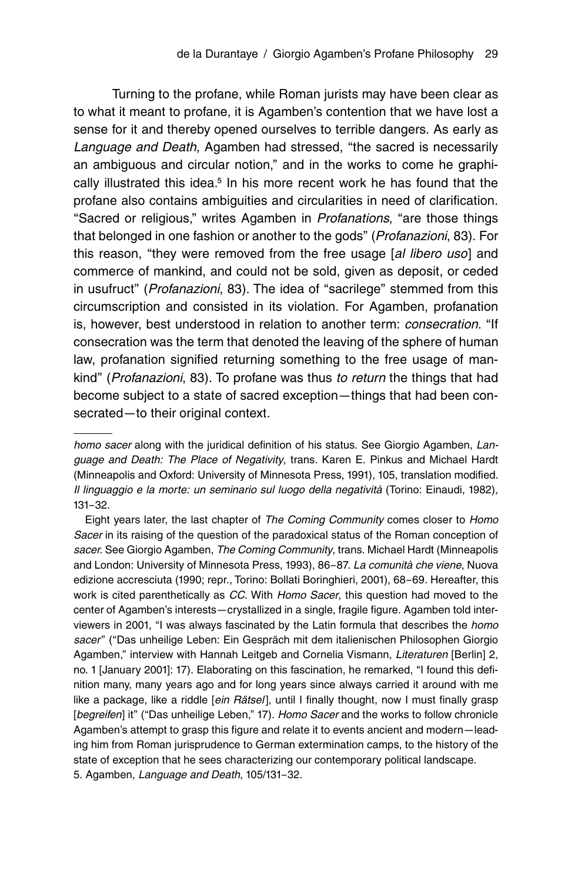Turning to the profane, while Roman jurists may have been clear as to what it meant to profane, it is Agamben's contention that we have lost a sense for it and thereby opened ourselves to terrible dangers. As early as *Language and Death*, Agamben had stressed, "the sacred is necessarily an ambiguous and circular notion," and in the works to come he graphically illustrated this idea.[5] In his more recent work he has found that the profane also contains ambiguities and circularities in need of clarification. "Sacred or religious," writes Agamben in *Profanations*, "are those things that belonged in one fashion or another to the gods" (*Profanazioni*, 83). For this reason, "they were removed from the free usage [*al libero uso*] and commerce of mankind, and could not be sold, given as deposit, or ceded in usufruct" (*Profanazioni*, 83). The idea of "sacrilege" stemmed from this circumscription and consisted in its violation. For Agamben, profanation is, however, best understood in relation to another term: *consecration*. "If consecration was the term that denoted the leaving of the sphere of human law, profanation signified returning something to the free usage of mankind" (*Profanazioni*, 83). To profane was thus *to return* the things that had become subject to a state of sacred exception—things that had been consecrated—to their original context.

---

*homo sacer* along with the juridical definition of his status. See Giorgio Agamben, *Language and Death: The Place of Negativity*, trans. Karen E. Pinkus and Michael Hardt (Minneapolis and Oxford: University of Minnesota Press, 1991), 105, translation modified. *Il linguaggio e la morte: un seminario sul luogo della negatività* (Torino: Einaudi, 1982), 131–32.

Eight years later, the last chapter of *The Coming Community* comes closer to *Homo Sacer* in its raising of the question of the paradoxical status of the Roman conception of *sacer*. See Giorgio Agamben, *The Coming Community*, trans. Michael Hardt (Minneapolis and London: University of Minnesota Press, 1993), 86–87. *La comunità che viene*, Nuova edizione accresciuta (1990; repr., Torino: Bollati Boringhieri, 2001), 68–69. Hereafter, this work is cited parenthetically as *CC*. With *Homo Sacer*, this question had moved to the center of Agamben's interests—crystallized in a single, fragile figure. Agamben told interviewers in 2001, "I was always fascinated by the Latin formula that describes the *homo sacer*" ("Das unheilige Leben: Ein Gespräch mit dem italienischen Philosophen Giorgio Agamben," interview with Hannah Leitgeb and Cornelia Vismann, *Literaturen* [Berlin] 2, no. 1 [January 2001]: 17). Elaborating on this fascination, he remarked, "I found this definition many, many years ago and for long years since always carried it around with me like a package, like a riddle [*ein Rätsel*], until I finally thought, now I must finally grasp [*begreifen*] it" ("Das unheilige Leben," 17). *Homo Sacer* and the works to follow chronicle Agamben's attempt to grasp this figure and relate it to events ancient and modern—leading him from Roman jurisprudence to German extermination camps, to the history of the state of exception that he sees characterizing our contemporary political landscape.

5. Agamben, *Language and Death*, 105/131–32.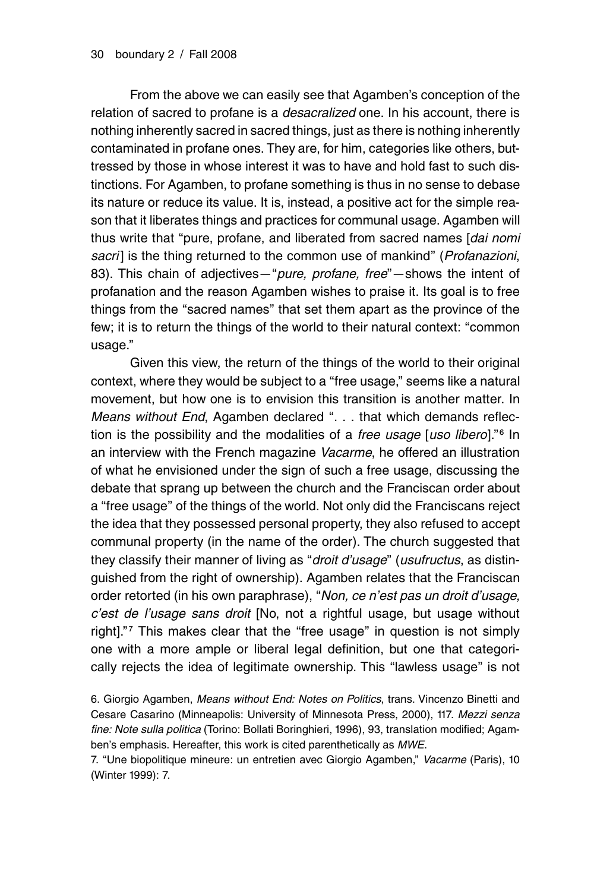From the above we can easily see that Agamben's conception of the relation of sacred to profane is a *desacralized* one. In his account, there is nothing inherently sacred in sacred things, just as there is nothing inherently contaminated in profane ones. They are, for him, categories like others, buttressed by those in whose interest it was to have and hold fast to such distinctions. For Agamben, to profane something is thus in no sense to debase its nature or reduce its value. It is, instead, a positive act for the simple reason that it liberates things and practices for communal usage. Agamben will thus write that "pure, profane, and liberated from sacred names [*dai nomi sacri*] is the thing returned to the common use of mankind" (*Profanazioni*, 83). This chain of adjectives—"*pure, profane, free*"—shows the intent of profanation and the reason Agamben wishes to praise it. Its goal is to free things from the "sacred names" that set them apart as the province of the few; it is to return the things of the world to their natural context: "common usage."

Given this view, the return of the things of the world to their original context, where they would be subject to a "free usage," seems like a natural movement, but how one is to envision this transition is another matter. In *Means without End*, Agamben declared ". . . that which demands reflection is the possibility and the modalities of a *free usage* [*uso libero*]."[6] In an interview with the French magazine *Vacarme*, he offered an illustration of what he envisioned under the sign of such a free usage, discussing the debate that sprang up between the church and the Franciscan order about a "free usage" of the things of the world. Not only did the Franciscans reject the idea that they possessed personal property, they also refused to accept communal property (in the name of the order). The church suggested that they classify their manner of living as "*droit d'usage*" (*usufructus*, as distinguished from the right of ownership). Agamben relates that the Franciscan order retorted (in his own paraphrase), "*Non, ce n'est pas un droit d'usage, c'est de l'usage sans droit* [No, not a rightful usage, but usage without right]."[7] This makes clear that the "free usage" in question is not simply one with a more ample or liberal legal definition, but one that categorically rejects the idea of legitimate ownership. This "lawless usage" is not

6. Giorgio Agamben, *Means without End: Notes on Politics*, trans. Vincenzo Binetti and Cesare Casarino (Minneapolis: University of Minnesota Press, 2000), 117. *Mezzi senza fine: Note sulla politica* (Torino: Bollati Boringhieri, 1996), 93, translation modified; Agamben's emphasis. Hereafter, this work is cited parenthetically as *MWE*.

7. "Une biopolitique mineure: un entretien avec Giorgio Agamben," *Vacarme* (Paris), 10 (Winter 1999): 7.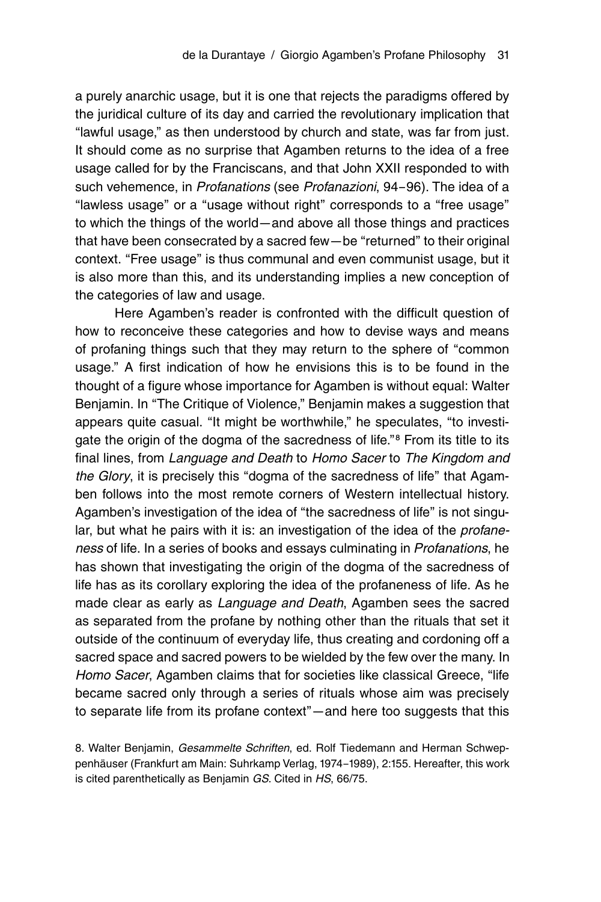a purely anarchic usage, but it is one that rejects the paradigms offered by the juridical culture of its day and carried the revolutionary implication that "lawful usage," as then understood by church and state, was far from just. It should come as no surprise that Agamben returns to the idea of a free usage called for by the Franciscans, and that John XXII responded to with such vehemence, in *Profanations* (see *Profanazioni*, 94–96). The idea of a "lawless usage" or a "usage without right" corresponds to a "free usage" to which the things of the world—and above all those things and practices that have been consecrated by a sacred few—be "returned" to their original context. "Free usage" is thus communal and even communist usage, but it is also more than this, and its understanding implies a new conception of the categories of law and usage.

Here Agamben's reader is confronted with the difficult question of how to reconceive these categories and how to devise ways and means of profaning things such that they may return to the sphere of "common usage." A first indication of how he envisions this is to be found in the thought of a figure whose importance for Agamben is without equal: Walter Benjamin. In "The Critique of Violence," Benjamin makes a suggestion that appears quite casual. "It might be worthwhile," he speculates, "to investigate the origin of the dogma of the sacredness of life."[8] From its title to its final lines, from *Language and Death* to *Homo Sacer* to *The Kingdom and the Glory*, it is precisely this "dogma of the sacredness of life" that Agamben follows into the most remote corners of Western intellectual history. Agamben's investigation of the idea of "the sacredness of life" is not singular, but what he pairs with it is: an investigation of the idea of the *profaneness* of life. In a series of books and essays culminating in *Profanations*, he has shown that investigating the origin of the dogma of the sacredness of life has as its corollary exploring the idea of the profaneness of life. As he made clear as early as *Language and Death*, Agamben sees the sacred as separated from the profane by nothing other than the rituals that set it outside of the continuum of everyday life, thus creating and cordoning off a sacred space and sacred powers to be wielded by the few over the many. In *Homo Sacer*, Agamben claims that for societies like classical Greece, "life became sacred only through a series of rituals whose aim was precisely to separate life from its profane context"—and here too suggests that this

8. Walter Benjamin, *Gesammelte Schriften*, ed. Rolf Tiedemann and Herman Schweppenhäuser (Frankfurt am Main: Suhrkamp Verlag, 1974–1989), 2:155. Hereafter, this work is cited parenthetically as Benjamin *GS*. Cited in *HS*, 66/75.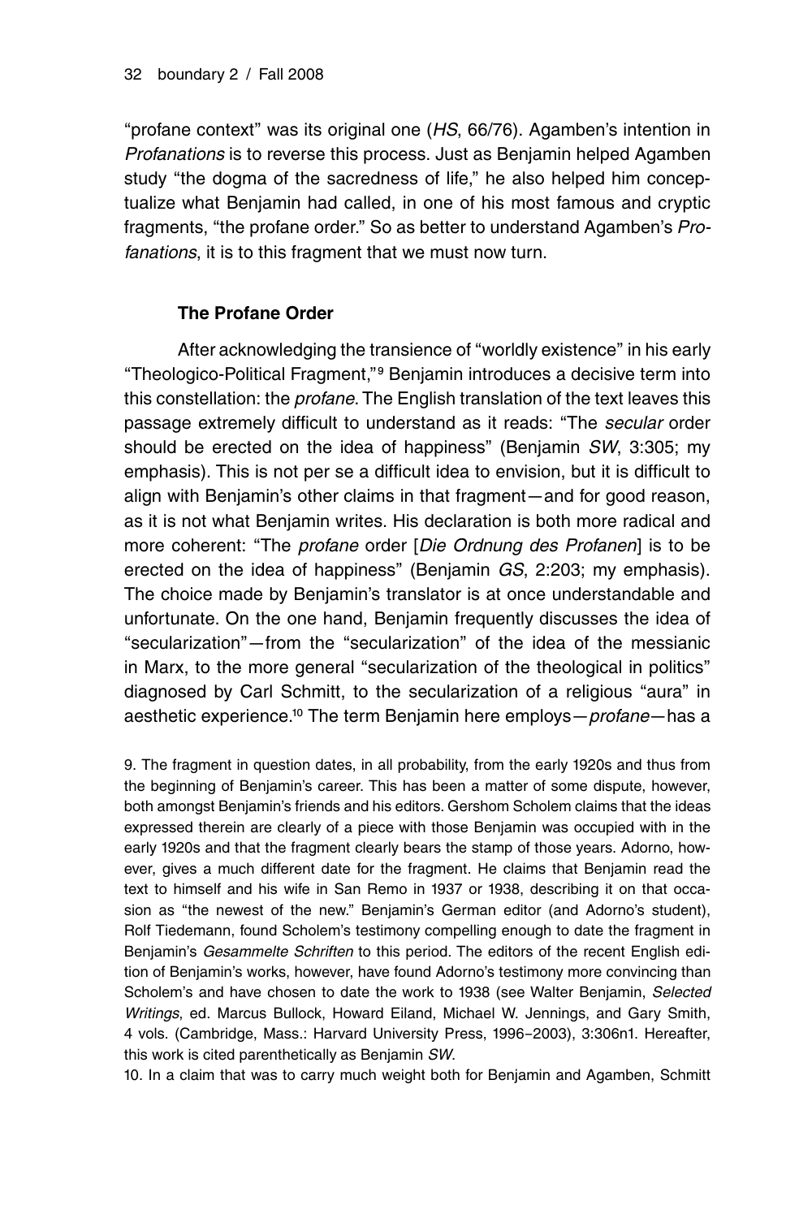"profane context" was its original one (*HS*, 66/76). Agamben's intention in *Profanations* is to reverse this process. Just as Benjamin helped Agamben study "the dogma of the sacredness of life," he also helped him conceptualize what Benjamin had called, in one of his most famous and cryptic fragments, "the profane order." So as better to understand Agamben's *Profanations*, it is to this fragment that we must now turn.

### The Profane Order

After acknowledging the transience of "worldly existence" in his early "Theologico-Political Fragment,"[9] Benjamin introduces a decisive term into this constellation: the *profane*. The English translation of the text leaves this passage extremely difficult to understand as it reads: "The *secular* order should be erected on the idea of happiness" (Benjamin *SW*, 3:305; my emphasis). This is not per se a difficult idea to envision, but it is difficult to align with Benjamin's other claims in that fragment—and for good reason, as it is not what Benjamin writes. His declaration is both more radical and more coherent: "The *profane* order [*Die Ordnung des Profanen*] is to be erected on the idea of happiness" (Benjamin *GS*, 2:203; my emphasis). The choice made by Benjamin's translator is at once understandable and unfortunate. On the one hand, Benjamin frequently discusses the idea of "secularization"—from the "secularization" of the idea of the messianic in Marx, to the more general "secularization of the theological in politics" diagnosed by Carl Schmitt, to the secularization of a religious "aura" in aesthetic experience.[10] The term Benjamin here employs—*profane*—has a

9. The fragment in question dates, in all probability, from the early 1920s and thus from the beginning of Benjamin's career. This has been a matter of some dispute, however, both amongst Benjamin's friends and his editors. Gershom Scholem claims that the ideas expressed therein are clearly of a piece with those Benjamin was occupied with in the early 1920s and that the fragment clearly bears the stamp of those years. Adorno, however, gives a much different date for the fragment. He claims that Benjamin read the text to himself and his wife in San Remo in 1937 or 1938, describing it on that occasion as "the newest of the new." Benjamin's German editor (and Adorno's student), Rolf Tiedemann, found Scholem's testimony compelling enough to date the fragment in Benjamin's *Gesammelte Schriften* to this period. The editors of the recent English edition of Benjamin's works, however, have found Adorno's testimony more convincing than Scholem's and have chosen to date the work to 1938 (see Walter Benjamin, *Selected Writings*, ed. Marcus Bullock, Howard Eiland, Michael W. Jennings, and Gary Smith, 4 vols. (Cambridge, Mass.: Harvard University Press, 1996–2003), 3:306n1. Hereafter, this work is cited parenthetically as Benjamin *SW*.

10. In a claim that was to carry much weight both for Benjamin and Agamben, Schmitt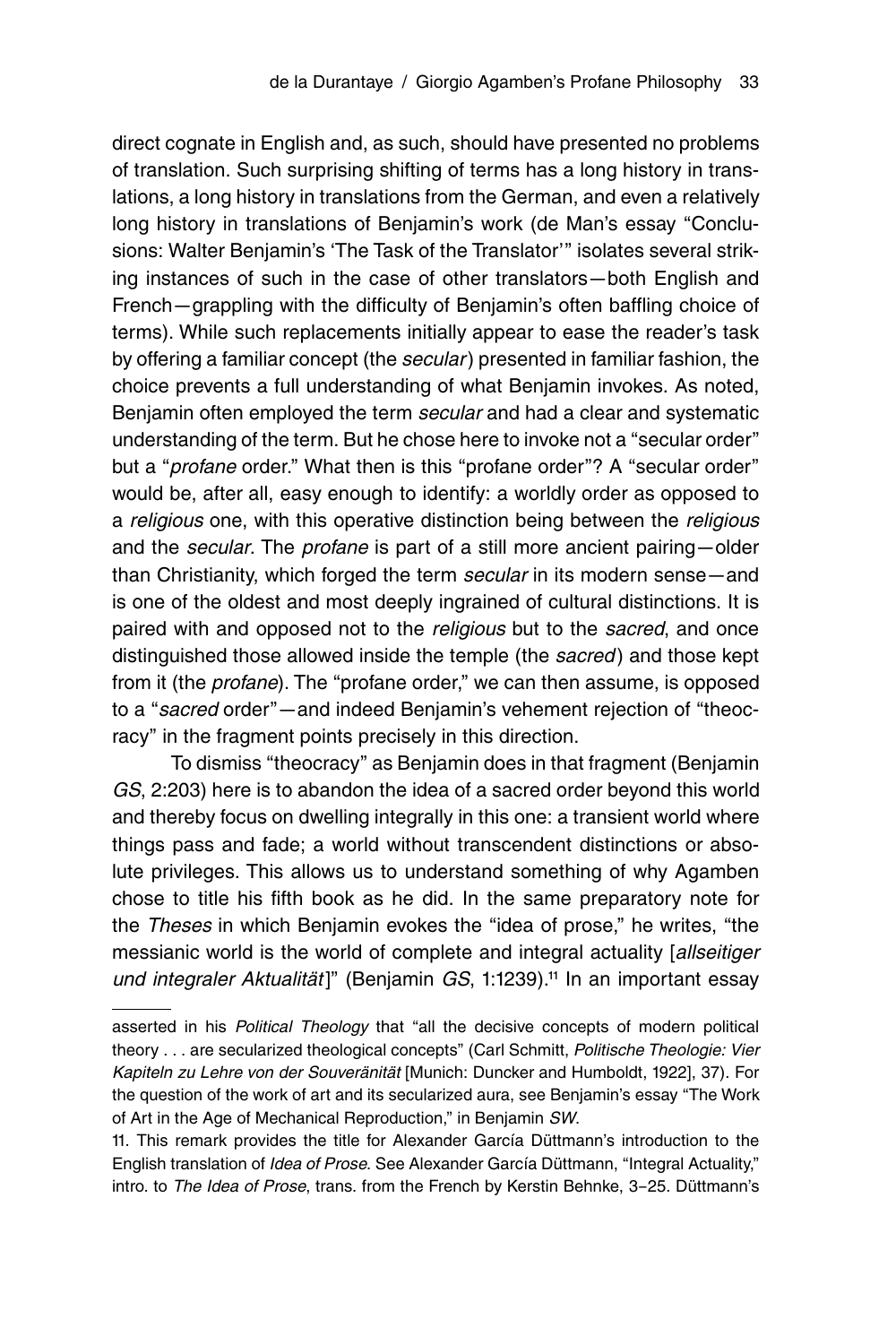direct cognate in English and, as such, should have presented no problems of translation. Such surprising shifting of terms has a long history in translations, a long history in translations from the German, and even a relatively long history in translations of Benjamin's work (de Man's essay "Conclusions: Walter Benjamin's 'The Task of the Translator'" isolates several striking instances of such in the case of other translators—both English and French—grappling with the difficulty of Benjamin's often baffling choice of terms). While such replacements initially appear to ease the reader's task by offering a familiar concept (the *secular*) presented in familiar fashion, the choice prevents a full understanding of what Benjamin invokes. As noted, Benjamin often employed the term *secular* and had a clear and systematic understanding of the term. But he chose here to invoke not a "secular order" but a "*profane* order." What then is this "profane order"? A "secular order" would be, after all, easy enough to identify: a worldly order as opposed to a *religious* one, with this operative distinction being between the *religious* and the *secular*. The *profane* is part of a still more ancient pairing—older than Christianity, which forged the term *secular* in its modern sense—and is one of the oldest and most deeply ingrained of cultural distinctions. It is paired with and opposed not to the *religious* but to the *sacred*, and once distinguished those allowed inside the temple (the *sacred*) and those kept from it (the *profane*). The "profane order," we can then assume, is opposed to a "*sacred* order"—and indeed Benjamin's vehement rejection of "theocracy" in the fragment points precisely in this direction.

To dismiss "theocracy" as Benjamin does in that fragment (Benjamin *GS*, 2:203) here is to abandon the idea of a sacred order beyond this world and thereby focus on dwelling integrally in this one: a transient world where things pass and fade; a world without transcendent distinctions or absolute privileges. This allows us to understand something of why Agamben chose to title his fifth book as he did. In the same preparatory note for the *Theses* in which Benjamin evokes the "idea of prose," he writes, "the messianic world is the world of complete and integral actuality [*allseitiger und integraler Aktualität*]" (Benjamin *GS*, 1:1239).[11] In an important essay

---

asserted in his *Political Theology* that "all the decisive concepts of modern political theory . . . are secularized theological concepts" (Carl Schmitt, *Politische Theologie: Vier Kapiteln zu Lehre von der Souveränität* [Munich: Duncker and Humboldt, 1922], 37). For the question of the work of art and its secularized aura, see Benjamin's essay "The Work of Art in the Age of Mechanical Reproduction," in Benjamin *SW*.

11. This remark provides the title for Alexander García Düttmann's introduction to the English translation of *Idea of Prose*. See Alexander García Düttmann, "Integral Actuality," intro. to *The Idea of Prose*, trans. from the French by Kerstin Behnke, 3–25. Düttmann's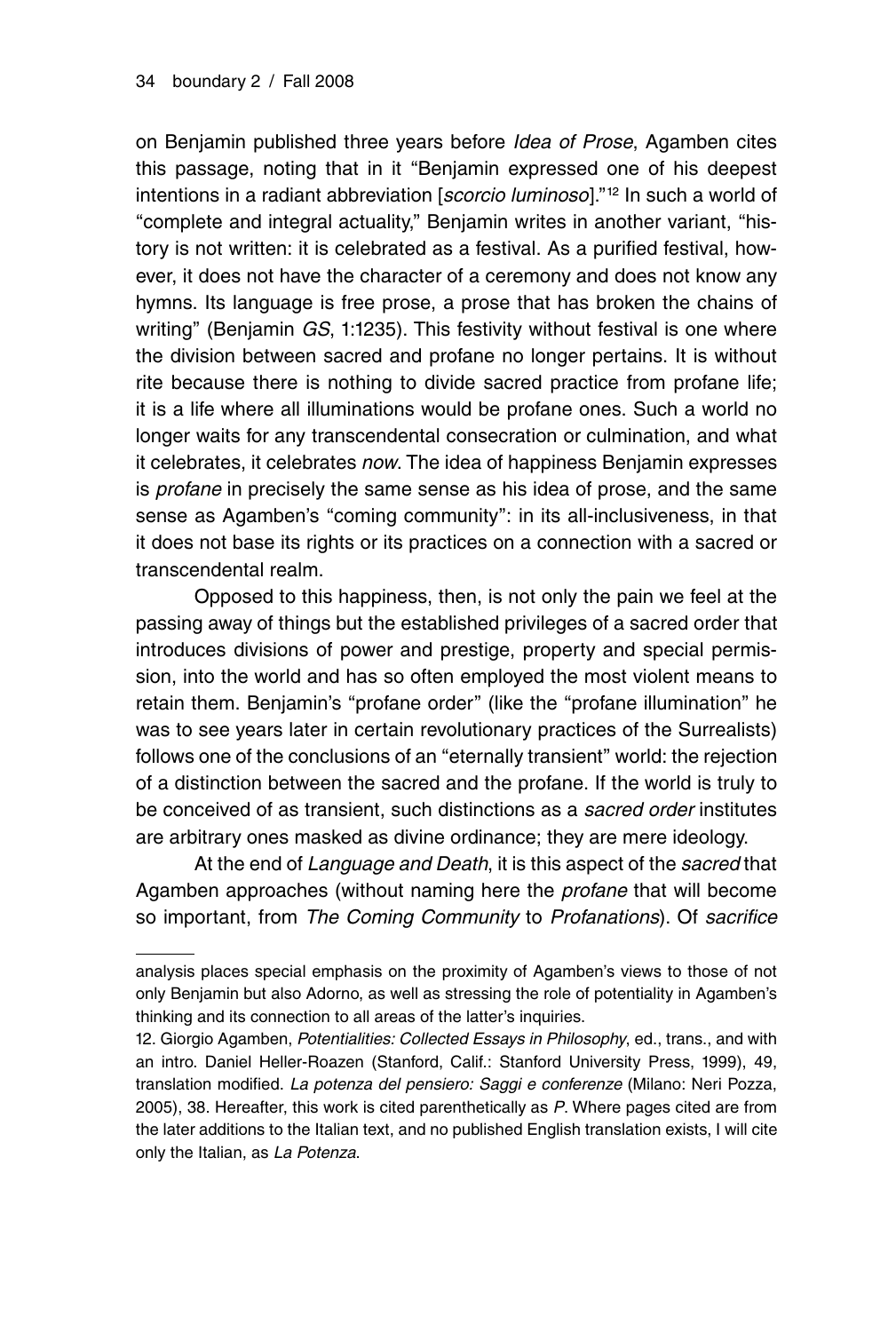on Benjamin published three years before *Idea of Prose*, Agamben cites this passage, noting that in it "Benjamin expressed one of his deepest intentions in a radiant abbreviation [*scorcio luminoso*]."[12] In such a world of "complete and integral actuality," Benjamin writes in another variant, "history is not written: it is celebrated as a festival. As a purified festival, however, it does not have the character of a ceremony and does not know any hymns. Its language is free prose, a prose that has broken the chains of writing" (Benjamin *GS*, 1:1235). This festivity without festival is one where the division between sacred and profane no longer pertains. It is without rite because there is nothing to divide sacred practice from profane life; it is a life where all illuminations would be profane ones. Such a world no longer waits for any transcendental consecration or culmination, and what it celebrates, it celebrates *now*. The idea of happiness Benjamin expresses is *profane* in precisely the same sense as his idea of prose, and the same sense as Agamben's "coming community": in its all-inclusiveness, in that it does not base its rights or its practices on a connection with a sacred or transcendental realm.

Opposed to this happiness, then, is not only the pain we feel at the passing away of things but the established privileges of a sacred order that introduces divisions of power and prestige, property and special permission, into the world and has so often employed the most violent means to retain them. Benjamin's "profane order" (like the "profane illumination" he was to see years later in certain revolutionary practices of the Surrealists) follows one of the conclusions of an "eternally transient" world: the rejection of a distinction between the sacred and the profane. If the world is truly to be conceived of as transient, such distinctions as a *sacred order* institutes are arbitrary ones masked as divine ordinance; they are mere ideology.

At the end of *Language and Death*, it is this aspect of the *sacred* that Agamben approaches (without naming here the *profane* that will become so important, from *The Coming Community* to *Profanations*). Of *sacrifice*

---

analysis places special emphasis on the proximity of Agamben's views to those of not only Benjamin but also Adorno, as well as stressing the role of potentiality in Agamben's thinking and its connection to all areas of the latter's inquiries.

12. Giorgio Agamben, *Potentialities: Collected Essays in Philosophy*, ed., trans., and with an intro. Daniel Heller-Roazen (Stanford, Calif.: Stanford University Press, 1999), 49, translation modified. *La potenza del pensiero: Saggi e conferenze* (Milano: Neri Pozza, 2005), 38. Hereafter, this work is cited parenthetically as *P*. Where pages cited are from the later additions to the Italian text, and no published English translation exists, I will cite only the Italian, as *La Potenza*.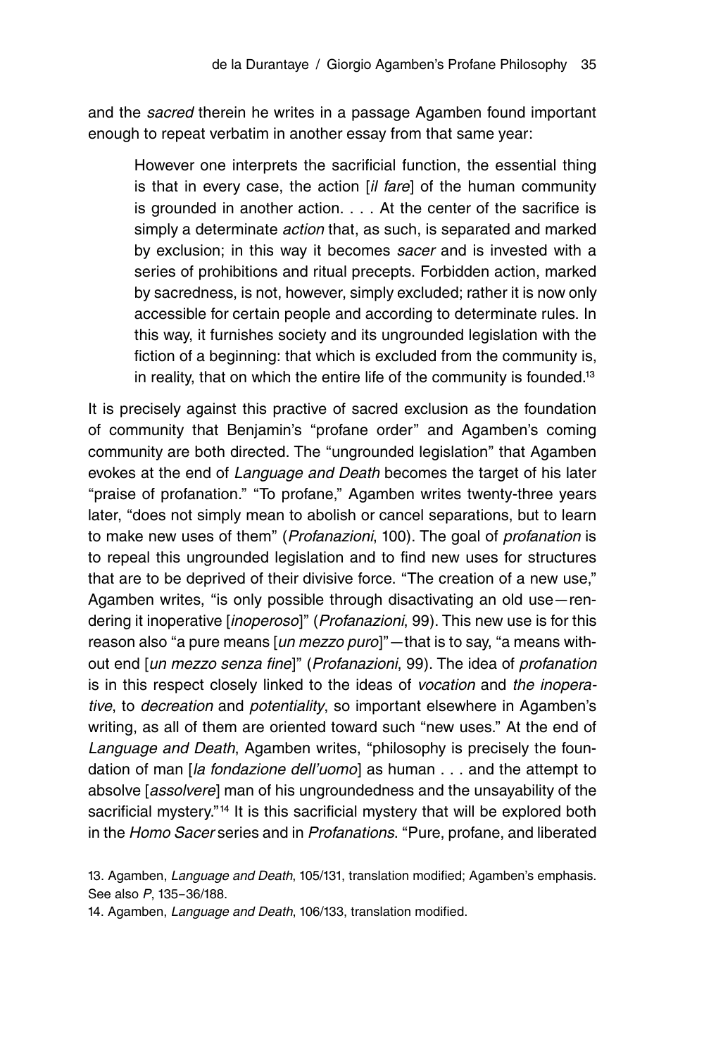and the *sacred* therein he writes in a passage Agamben found important enough to repeat verbatim in another essay from that same year:

> However one interprets the sacrificial function, the essential thing is that in every case, the action [*il fare*] of the human community is grounded in another action. . . . At the center of the sacrifice is simply a determinate *action* that, as such, is separated and marked by exclusion; in this way it becomes *sacer* and is invested with a series of prohibitions and ritual precepts. Forbidden action, marked by sacredness, is not, however, simply excluded; rather it is now only accessible for certain people and according to determinate rules. In this way, it furnishes society and its ungrounded legislation with the fiction of a beginning: that which is excluded from the community is, in reality, that on which the entire life of the community is founded.[13]

It is precisely against this practive of sacred exclusion as the foundation of community that Benjamin's "profane order" and Agamben's coming community are both directed. The "ungrounded legislation" that Agamben evokes at the end of *Language and Death* becomes the target of his later "praise of profanation." "To profane," Agamben writes twenty-three years later, "does not simply mean to abolish or cancel separations, but to learn to make new uses of them" (*Profanazioni*, 100). The goal of *profanation* is to repeal this ungrounded legislation and to find new uses for structures that are to be deprived of their divisive force. "The creation of a new use," Agamben writes, "is only possible through disactivating an old use—rendering it inoperative [*inoperoso*]" (*Profanazioni*, 99). This new use is for this reason also "a pure means [*un mezzo puro*]"—that is to say, "a means without end [*un mezzo senza fine*]" (*Profanazioni*, 99). The idea of *profanation* is in this respect closely linked to the ideas of *vocation* and *the inoperative*, to *decreation* and *potentiality*, so important elsewhere in Agamben's writing, as all of them are oriented toward such "new uses." At the end of *Language and Death*, Agamben writes, "philosophy is precisely the foundation of man [*la fondazione dell'uomo*] as human . . . and the attempt to absolve [*assolvere*] man of his ungroundedness and the unsayability of the sacrificial mystery."[14] It is this sacrificial mystery that will be explored both in the *Homo Sacer* series and in *Profanations*. "Pure, profane, and liberated

13. Agamben, *Language and Death*, 105/131, translation modified; Agamben's emphasis. See also *P*, 135–36/188.

14. Agamben, *Language and Death*, 106/133, translation modified.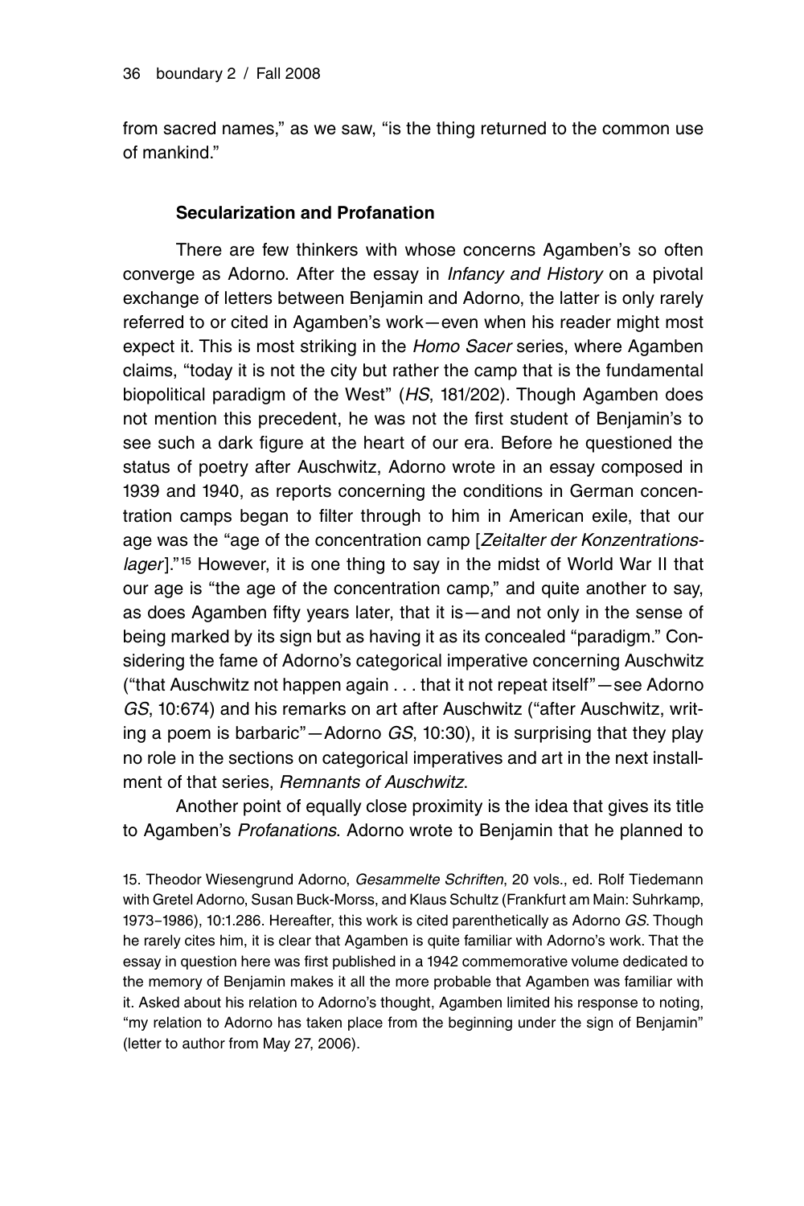from sacred names," as we saw, "is the thing returned to the common use of mankind."

### Secularization and Profanation

There are few thinkers with whose concerns Agamben's so often converge as Adorno. After the essay in *Infancy and History* on a pivotal exchange of letters between Benjamin and Adorno, the latter is only rarely referred to or cited in Agamben's work—even when his reader might most expect it. This is most striking in the *Homo Sacer* series, where Agamben claims, "today it is not the city but rather the camp that is the fundamental biopolitical paradigm of the West" (*HS*, 181/202). Though Agamben does not mention this precedent, he was not the first student of Benjamin's to see such a dark figure at the heart of our era. Before he questioned the status of poetry after Auschwitz, Adorno wrote in an essay composed in 1939 and 1940, as reports concerning the conditions in German concentration camps began to filter through to him in American exile, that our age was the "age of the concentration camp [*Zeitalter der Konzentrationslager*]."[15] However, it is one thing to say in the midst of World War II that our age is "the age of the concentration camp," and quite another to say, as does Agamben fifty years later, that it is—and not only in the sense of being marked by its sign but as having it as its concealed "paradigm." Considering the fame of Adorno's categorical imperative concerning Auschwitz ("that Auschwitz not happen again . . . that it not repeat itself"—see Adorno *GS*, 10:674) and his remarks on art after Auschwitz ("after Auschwitz, writing a poem is barbaric"—Adorno *GS*, 10:30), it is surprising that they play no role in the sections on categorical imperatives and art in the next installment of that series, *Remnants of Auschwitz*.

Another point of equally close proximity is the idea that gives its title to Agamben's *Profanations*. Adorno wrote to Benjamin that he planned to

15. Theodor Wiesengrund Adorno, *Gesammelte Schriften*, 20 vols., ed. Rolf Tiedemann with Gretel Adorno, Susan Buck-Morss, and Klaus Schultz (Frankfurt am Main: Suhrkamp, 1973–1986), 10:1.286. Hereafter, this work is cited parenthetically as Adorno *GS*. Though he rarely cites him, it is clear that Agamben is quite familiar with Adorno's work. That the essay in question here was first published in a 1942 commemorative volume dedicated to the memory of Benjamin makes it all the more probable that Agamben was familiar with it. Asked about his relation to Adorno's thought, Agamben limited his response to noting, "my relation to Adorno has taken place from the beginning under the sign of Benjamin" (letter to author from May 27, 2006).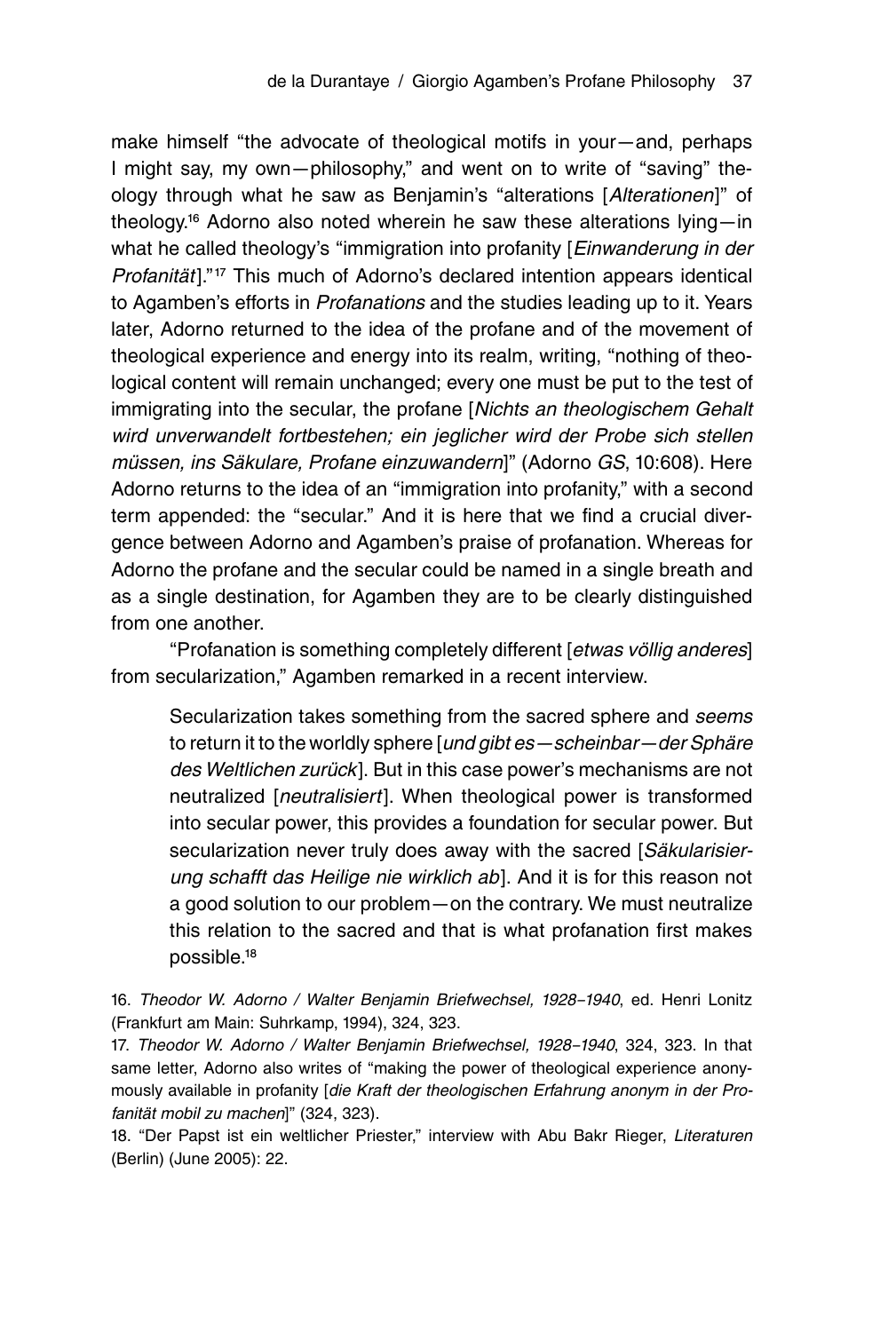make himself "the advocate of theological motifs in your—and, perhaps I might say, my own—philosophy," and went on to write of "saving" theology through what he saw as Benjamin's "alterations [*Alterationen*]" of theology.[16] Adorno also noted wherein he saw these alterations lying—in what he called theology's "immigration into profanity [*Einwanderung in der Profanität*]."[17] This much of Adorno's declared intention appears identical to Agamben's efforts in *Profanations* and the studies leading up to it. Years later, Adorno returned to the idea of the profane and of the movement of theological experience and energy into its realm, writing, "nothing of theological content will remain unchanged; every one must be put to the test of immigrating into the secular, the profane [*Nichts an theologischem Gehalt wird unverwandelt fortbestehen; ein jeglicher wird der Probe sich stellen müssen, ins Säkulare, Profane einzuwandern*]" (Adorno *GS*, 10:608). Here Adorno returns to the idea of an "immigration into profanity," with a second term appended: the "secular." And it is here that we find a crucial divergence between Adorno and Agamben's praise of profanation. Whereas for Adorno the profane and the secular could be named in a single breath and as a single destination, for Agamben they are to be clearly distinguished from one another.

"Profanation is something completely different [*etwas völlig anderes*] from secularization," Agamben remarked in a recent interview.

> Secularization takes something from the sacred sphere and *seems* to return it to the worldly sphere [*und gibt es—scheinbar—der Sphäre des Weltlichen zurück*]. But in this case power's mechanisms are not neutralized [*neutralisiert*]. When theological power is transformed into secular power, this provides a foundation for secular power. But secularization never truly does away with the sacred [*Säkularisierung schafft das Heilige nie wirklich ab*]. And it is for this reason not a good solution to our problem—on the contrary. We must neutralize this relation to the sacred and that is what profanation first makes possible.[18]

16. *Theodor W. Adorno / Walter Benjamin Briefwechsel, 1928–1940*, ed. Henri Lonitz (Frankfurt am Main: Suhrkamp, 1994), 324, 323.

17. *Theodor W. Adorno / Walter Benjamin Briefwechsel, 1928–1940*, 324, 323. In that same letter, Adorno also writes of "making the power of theological experience anonymously available in profanity [*die Kraft der theologischen Erfahrung anonym in der Profanität mobil zu machen*]" (324, 323).

18. "Der Papst ist ein weltlicher Priester," interview with Abu Bakr Rieger, *Literaturen* (Berlin) (June 2005): 22.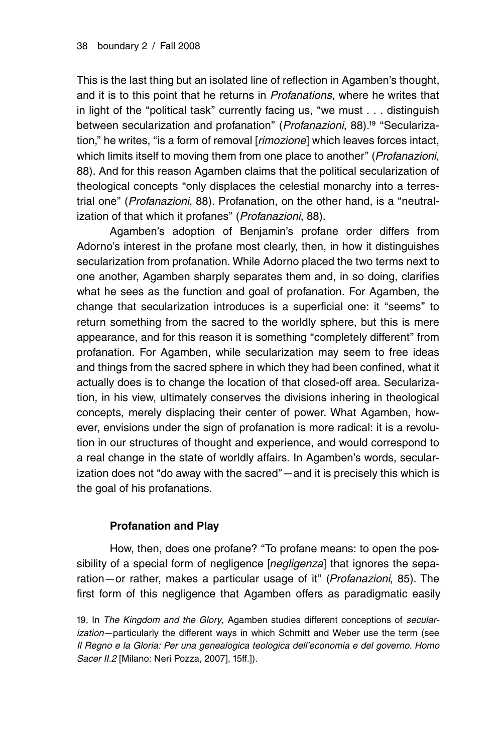This is the last thing but an isolated line of reflection in Agamben's thought, and it is to this point that he returns in *Profanations*, where he writes that in light of the "political task" currently facing us, "we must . . . distinguish between secularization and profanation" (*Profanazioni*, 88).[19] "Secularization," he writes, "is a form of removal [*rimozione*] which leaves forces intact, which limits itself to moving them from one place to another" (*Profanazioni*, 88). And for this reason Agamben claims that the political secularization of theological concepts "only displaces the celestial monarchy into a terrestrial one" (*Profanazioni*, 88). Profanation, on the other hand, is a "neutralization of that which it profanes" (*Profanazioni*, 88).

Agamben's adoption of Benjamin's profane order differs from Adorno's interest in the profane most clearly, then, in how it distinguishes secularization from profanation. While Adorno placed the two terms next to one another, Agamben sharply separates them and, in so doing, clarifies what he sees as the function and goal of profanation. For Agamben, the change that secularization introduces is a superficial one: it "seems" to return something from the sacred to the worldly sphere, but this is mere appearance, and for this reason it is something "completely different" from profanation. For Agamben, while secularization may seem to free ideas and things from the sacred sphere in which they had been confined, what it actually does is to change the location of that closed-off area. Secularization, in his view, ultimately conserves the divisions inhering in theological concepts, merely displacing their center of power. What Agamben, however, envisions under the sign of profanation is more radical: it is a revolution in our structures of thought and experience, and would correspond to a real change in the state of worldly affairs. In Agamben's words, secularization does not "do away with the sacred"—and it is precisely this which is the goal of his profanations.

### Profanation and Play

How, then, does one profane? "To profane means: to open the possibility of a special form of negligence [*negligenza*] that ignores the separation—or rather, makes a particular usage of it" (*Profanazioni*, 85). The first form of this negligence that Agamben offers as paradigmatic easily

19. In *The Kingdom and the Glory*, Agamben studies different conceptions of *secularization*—particularly the different ways in which Schmitt and Weber use the term (see *Il Regno e la Gloria: Per una genealogica teologica dell'economia e del governo. Homo Sacer II.2* [Milano: Neri Pozza, 2007], 15ff.]).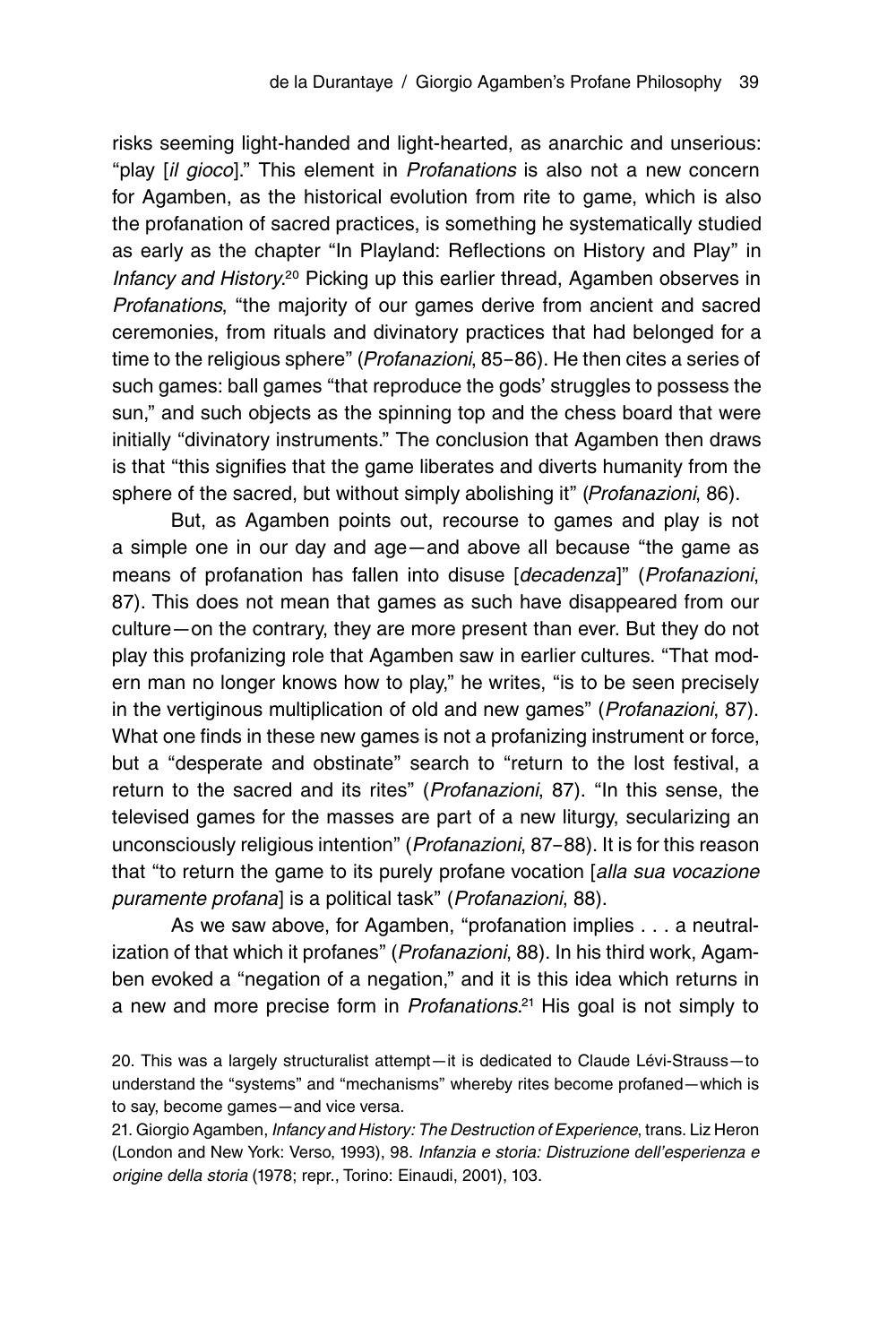risks seeming light-handed and light-hearted, as anarchic and unserious: "play [*il gioco*]." This element in *Profanations* is also not a new concern for Agamben, as the historical evolution from rite to game, which is also the profanation of sacred practices, is something he systematically studied as early as the chapter "In Playland: Reflections on History and Play" in *Infancy and History*.[20] Picking up this earlier thread, Agamben observes in *Profanations*, "the majority of our games derive from ancient and sacred ceremonies, from rituals and divinatory practices that had belonged for a time to the religious sphere" (*Profanazioni*, 85–86). He then cites a series of such games: ball games "that reproduce the gods' struggles to possess the sun," and such objects as the spinning top and the chess board that were initially "divinatory instruments." The conclusion that Agamben then draws is that "this signifies that the game liberates and diverts humanity from the sphere of the sacred, but without simply abolishing it" (*Profanazioni*, 86).

But, as Agamben points out, recourse to games and play is not a simple one in our day and age—and above all because "the game as means of profanation has fallen into disuse [*decadenza*]" (*Profanazioni*, 87). This does not mean that games as such have disappeared from our culture—on the contrary, they are more present than ever. But they do not play this profanizing role that Agamben saw in earlier cultures. "That modern man no longer knows how to play," he writes, "is to be seen precisely in the vertiginous multiplication of old and new games" (*Profanazioni*, 87). What one finds in these new games is not a profanizing instrument or force, but a "desperate and obstinate" search to "return to the lost festival, a return to the sacred and its rites" (*Profanazioni*, 87). "In this sense, the televised games for the masses are part of a new liturgy, secularizing an unconsciously religious intention" (*Profanazioni*, 87–88). It is for this reason that "to return the game to its purely profane vocation [*alla sua vocazione puramente profana*] is a political task" (*Profanazioni*, 88).

As we saw above, for Agamben, "profanation implies . . . a neutralization of that which it profanes" (*Profanazioni*, 88). In his third work, Agamben evoked a "negation of a negation," and it is this idea which returns in a new and more precise form in *Profanations*.[21] His goal is not simply to

20. This was a largely structuralist attempt—it is dedicated to Claude Lévi-Strauss—to understand the "systems" and "mechanisms" whereby rites become profaned—which is to say, become games—and vice versa.

21. Giorgio Agamben, *Infancy and History: The Destruction of Experience*, trans. Liz Heron (London and New York: Verso, 1993), 98. *Infanzia e storia: Distruzione dell'esperienza e origine della storia* (1978; repr., Torino: Einaudi, 2001), 103.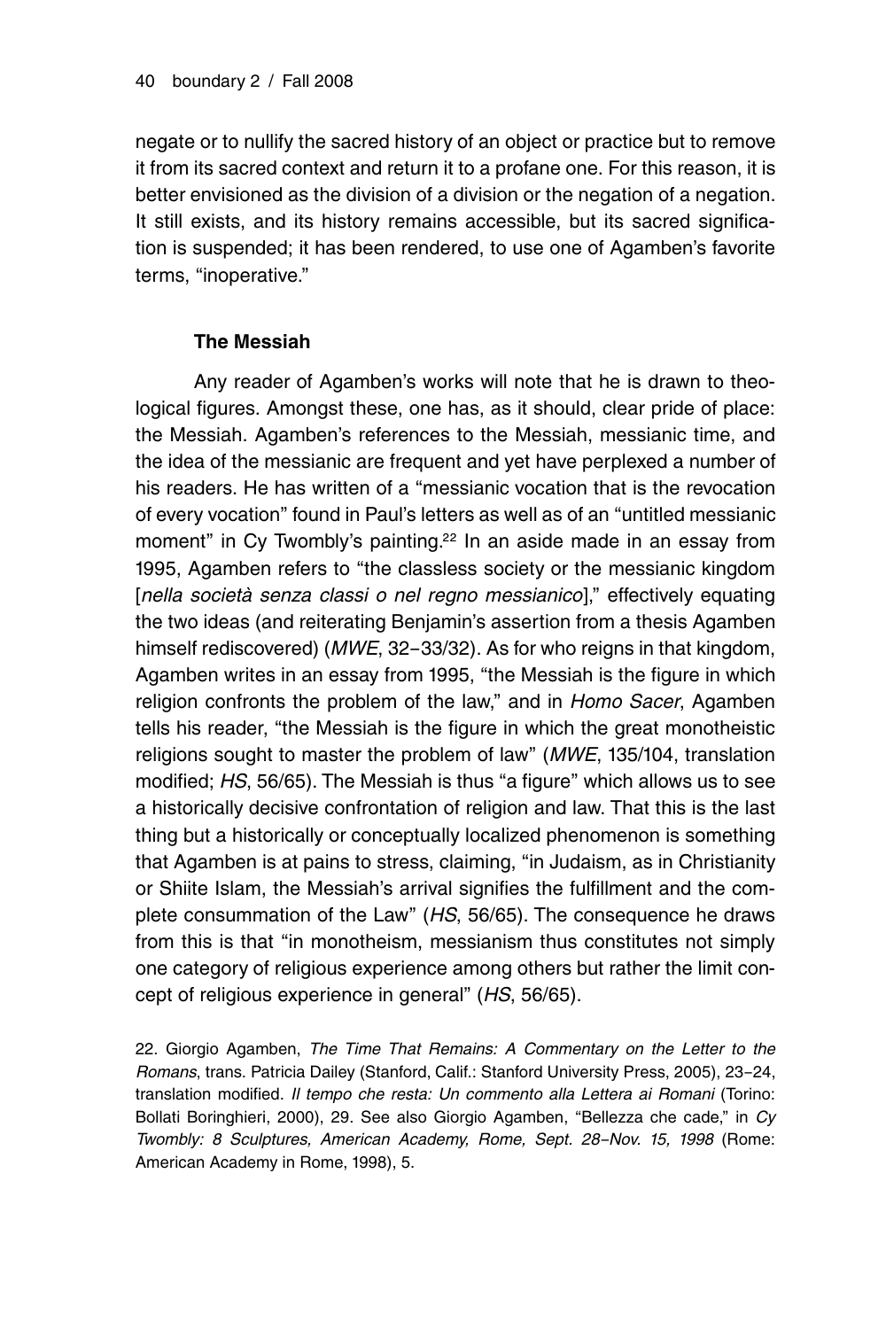negate or to nullify the sacred history of an object or practice but to remove it from its sacred context and return it to a profane one. For this reason, it is better envisioned as the division of a division or the negation of a negation. It still exists, and its history remains accessible, but its sacred signification is suspended; it has been rendered, to use one of Agamben's favorite terms, "inoperative."

## The Messiah

Any reader of Agamben's works will note that he is drawn to theological figures. Amongst these, one has, as it should, clear pride of place: the Messiah. Agamben's references to the Messiah, messianic time, and the idea of the messianic are frequent and yet have perplexed a number of his readers. He has written of a "messianic vocation that is the revocation of every vocation" found in Paul's letters as well as of an "untitled messianic moment" in Cy Twombly's painting.[22] In an aside made in an essay from 1995, Agamben refers to "the classless society or the messianic kingdom [*nella società senza classi o nel regno messianico*]," effectively equating the two ideas (and reiterating Benjamin's assertion from a thesis Agamben himself rediscovered) (*MWE*, 32–33/32). As for who reigns in that kingdom, Agamben writes in an essay from 1995, "the Messiah is the figure in which religion confronts the problem of the law," and in *Homo Sacer*, Agamben tells his reader, "the Messiah is the figure in which the great monotheistic religions sought to master the problem of law" (*MWE*, 135/104, translation modified; *HS*, 56/65). The Messiah is thus "a figure" which allows us to see a historically decisive confrontation of religion and law. That this is the last thing but a historically or conceptually localized phenomenon is something that Agamben is at pains to stress, claiming, "in Judaism, as in Christianity or Shiite Islam, the Messiah's arrival signifies the fulfillment and the complete consummation of the Law" (*HS*, 56/65). The consequence he draws from this is that "in monotheism, messianism thus constitutes not simply one category of religious experience among others but rather the limit concept of religious experience in general" (*HS*, 56/65).

22. Giorgio Agamben, *The Time That Remains: A Commentary on the Letter to the Romans*, trans. Patricia Dailey (Stanford, Calif.: Stanford University Press, 2005), 23–24, translation modified. *Il tempo che resta: Un commento alla Lettera ai Romani* (Torino: Bollati Boringhieri, 2000), 29. See also Giorgio Agamben, "Bellezza che cade," in *Cy Twombly: 8 Sculptures, American Academy, Rome, Sept. 28–Nov. 15, 1998* (Rome: American Academy in Rome, 1998), 5.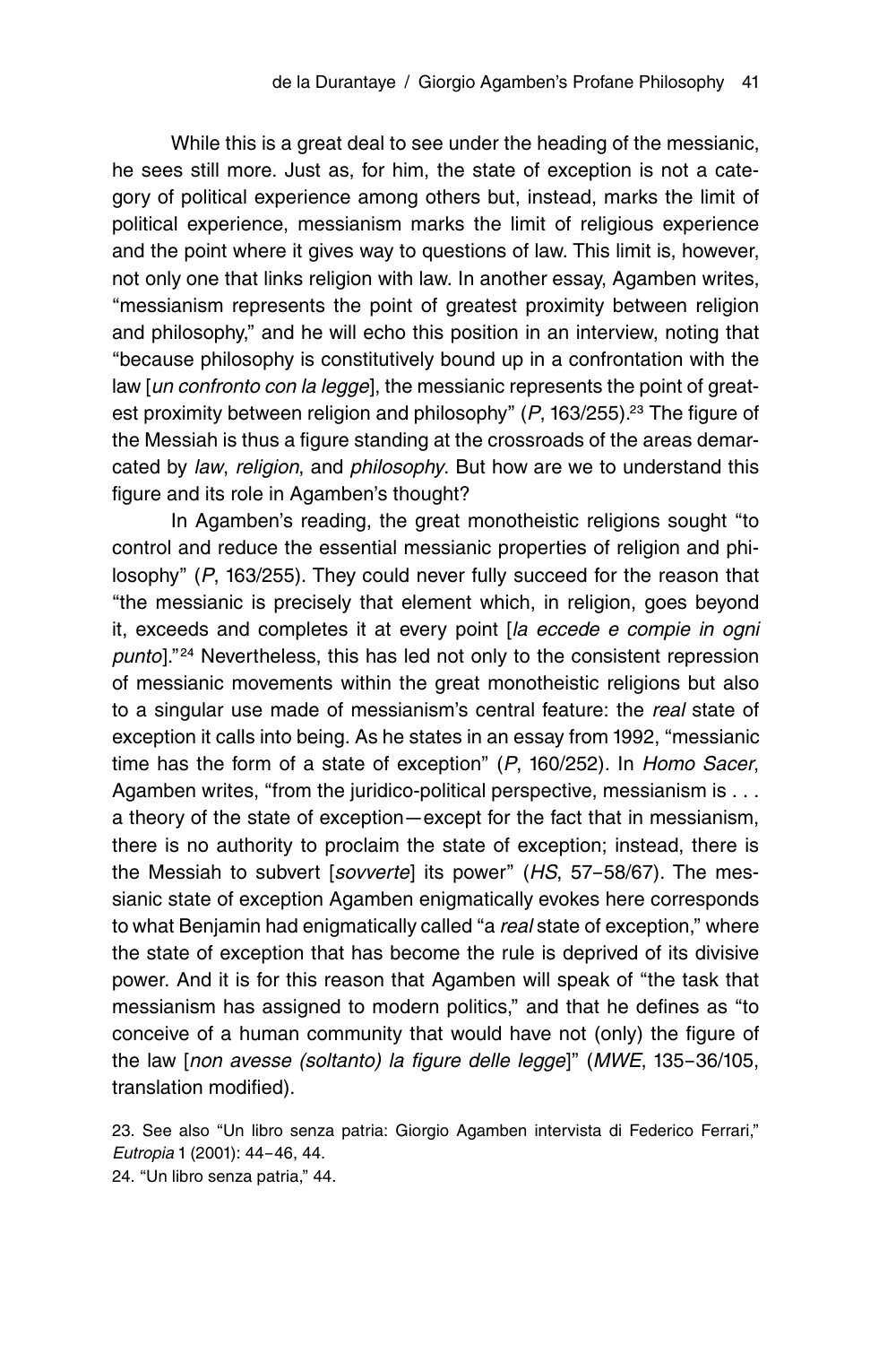While this is a great deal to see under the heading of the messianic, he sees still more. Just as, for him, the state of exception is not a category of political experience among others but, instead, marks the limit of political experience, messianism marks the limit of religious experience and the point where it gives way to questions of law. This limit is, however, not only one that links religion with law. In another essay, Agamben writes, "messianism represents the point of greatest proximity between religion and philosophy," and he will echo this position in an interview, noting that "because philosophy is constitutively bound up in a confrontation with the law [*un confronto con la legge*], the messianic represents the point of greatest proximity between religion and philosophy" (*P*, 163/255).[23] The figure of the Messiah is thus a figure standing at the crossroads of the areas demarcated by *law*, *religion*, and *philosophy*. But how are we to understand this figure and its role in Agamben's thought?

In Agamben's reading, the great monotheistic religions sought "to control and reduce the essential messianic properties of religion and philosophy" (*P*, 163/255). They could never fully succeed for the reason that "the messianic is precisely that element which, in religion, goes beyond it, exceeds and completes it at every point [*la eccede e compie in ogni punto*]."[24] Nevertheless, this has led not only to the consistent repression of messianic movements within the great monotheistic religions but also to a singular use made of messianism's central feature: the *real* state of exception it calls into being. As he states in an essay from 1992, "messianic time has the form of a state of exception" (*P*, 160/252). In *Homo Sacer*, Agamben writes, "from the juridico-political perspective, messianism is . . . a theory of the state of exception—except for the fact that in messianism, there is no authority to proclaim the state of exception; instead, there is the Messiah to subvert [*sovverte*] its power" (*HS*, 57–58/67). The messianic state of exception Agamben enigmatically evokes here corresponds to what Benjamin had enigmatically called "a *real* state of exception," where the state of exception that has become the rule is deprived of its divisive power. And it is for this reason that Agamben will speak of "the task that messianism has assigned to modern politics," and that he defines as "to conceive of a human community that would have not (only) the figure of the law [*non avesse (soltanto) la figure delle legge*]" (*MWE*, 135–36/105, translation modified).

23. See also "Un libro senza patria: Giorgio Agamben intervista di Federico Ferrari," *Eutropia* 1 (2001): 44–46, 44.

24. "Un libro senza patria," 44.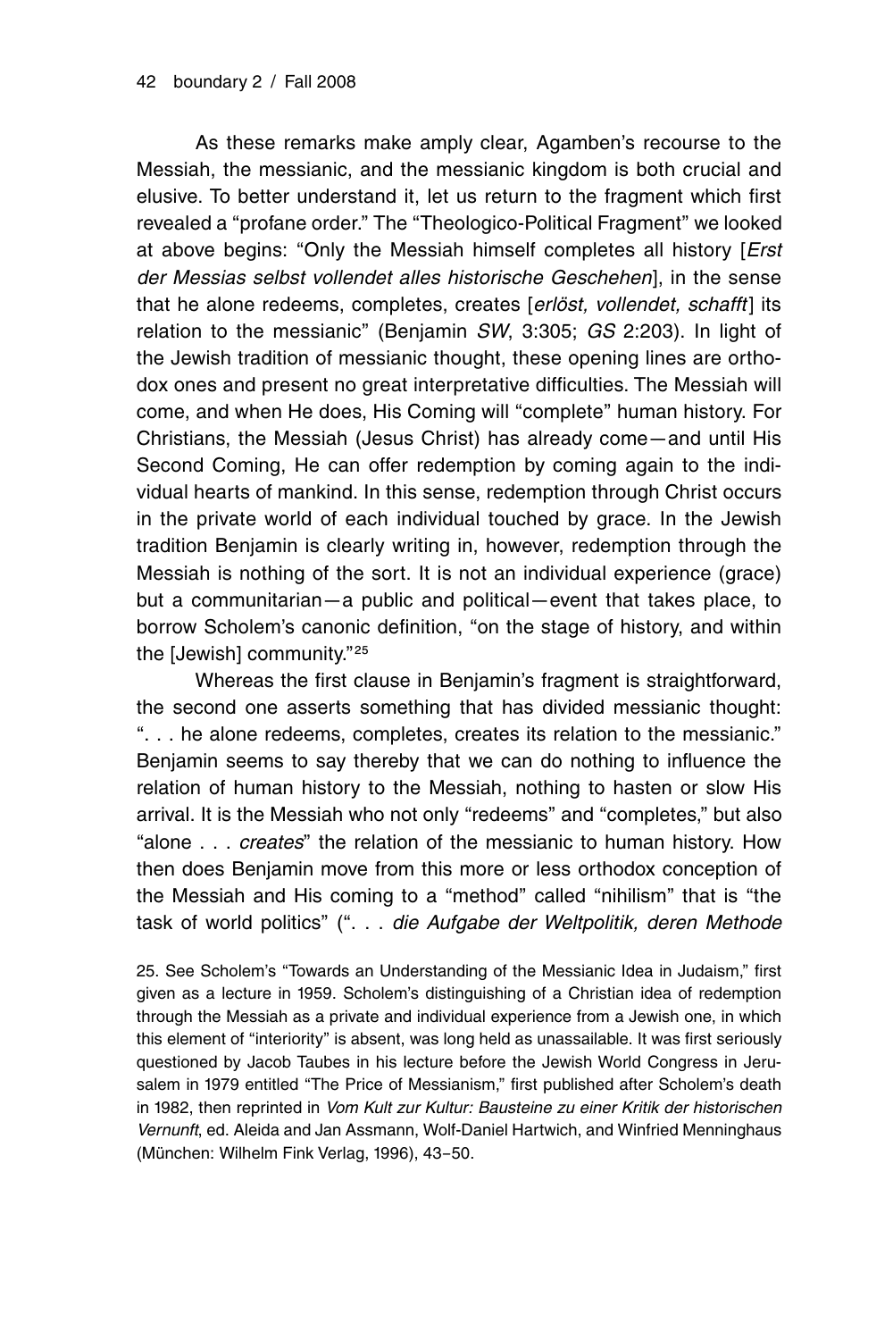As these remarks make amply clear, Agamben's recourse to the Messiah, the messianic, and the messianic kingdom is both crucial and elusive. To better understand it, let us return to the fragment which first revealed a "profane order." The "Theologico-Political Fragment" we looked at above begins: "Only the Messiah himself completes all history [*Erst der Messias selbst vollendet alles historische Geschehen*], in the sense that he alone redeems, completes, creates [*erlöst, vollendet, schafft*] its relation to the messianic" (Benjamin *SW*, 3:305; *GS* 2:203). In light of the Jewish tradition of messianic thought, these opening lines are orthodox ones and present no great interpretative difficulties. The Messiah will come, and when He does, His Coming will "complete" human history. For Christians, the Messiah (Jesus Christ) has already come—and until His Second Coming, He can offer redemption by coming again to the individual hearts of mankind. In this sense, redemption through Christ occurs in the private world of each individual touched by grace. In the Jewish tradition Benjamin is clearly writing in, however, redemption through the Messiah is nothing of the sort. It is not an individual experience (grace) but a communitarian—a public and political—event that takes place, to borrow Scholem's canonic definition, "on the stage of history, and within the [Jewish] community."[25]

Whereas the first clause in Benjamin's fragment is straightforward, the second one asserts something that has divided messianic thought: ". . . he alone redeems, completes, creates its relation to the messianic." Benjamin seems to say thereby that we can do nothing to influence the relation of human history to the Messiah, nothing to hasten or slow His arrival. It is the Messiah who not only "redeems" and "completes," but also "alone . . . *creates*" the relation of the messianic to human history. How then does Benjamin move from this more or less orthodox conception of the Messiah and His coming to a "method" called "nihilism" that is "the task of world politics" (". . . *die Aufgabe der Weltpolitik, deren Methode*

25. See Scholem's "Towards an Understanding of the Messianic Idea in Judaism," first given as a lecture in 1959. Scholem's distinguishing of a Christian idea of redemption through the Messiah as a private and individual experience from a Jewish one, in which this element of "interiority" is absent, was long held as unassailable. It was first seriously questioned by Jacob Taubes in his lecture before the Jewish World Congress in Jerusalem in 1979 entitled "The Price of Messianism," first published after Scholem's death in 1982, then reprinted in *Vom Kult zur Kultur: Bausteine zu einer Kritik der historischen Vernunft*, ed. Aleida and Jan Assmann, Wolf-Daniel Hartwich, and Winfried Menninghaus (München: Wilhelm Fink Verlag, 1996), 43–50.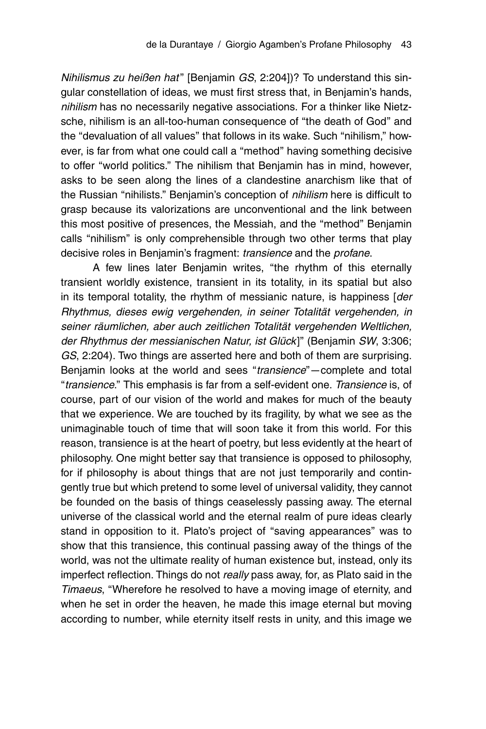*Nihilismus zu heißen hat*" [Benjamin *GS*, 2:204])? To understand this singular constellation of ideas, we must first stress that, in Benjamin's hands, *nihilism* has no necessarily negative associations. For a thinker like Nietzsche, nihilism is an all-too-human consequence of "the death of God" and the "devaluation of all values" that follows in its wake. Such "nihilism," however, is far from what one could call a "method" having something decisive to offer "world politics." The nihilism that Benjamin has in mind, however, asks to be seen along the lines of a clandestine anarchism like that of the Russian "nihilists." Benjamin's conception of *nihilism* here is difficult to grasp because its valorizations are unconventional and the link between this most positive of presences, the Messiah, and the "method" Benjamin calls "nihilism" is only comprehensible through two other terms that play decisive roles in Benjamin's fragment: *transience* and the *profane*.

A few lines later Benjamin writes, "the rhythm of this eternally transient worldly existence, transient in its totality, in its spatial but also in its temporal totality, the rhythm of messianic nature, is happiness [*der Rhythmus, dieses ewig vergehenden, in seiner Totalität vergehenden, in seiner räumlichen, aber auch zeitlichen Totalität vergehenden Weltlichen, der Rhythmus der messianischen Natur, ist Glück*]" (Benjamin *SW*, 3:306; *GS*, 2:204). Two things are asserted here and both of them are surprising. Benjamin looks at the world and sees "*transience*"—complete and total "*transience*." This emphasis is far from a self-evident one. *Transience* is, of course, part of our vision of the world and makes for much of the beauty that we experience. We are touched by its fragility, by what we see as the unimaginable touch of time that will soon take it from this world. For this reason, transience is at the heart of poetry, but less evidently at the heart of philosophy. One might better say that transience is opposed to philosophy, for if philosophy is about things that are not just temporarily and contingently true but which pretend to some level of universal validity, they cannot be founded on the basis of things ceaselessly passing away. The eternal universe of the classical world and the eternal realm of pure ideas clearly stand in opposition to it. Plato's project of "saving appearances" was to show that this transience, this continual passing away of the things of the world, was not the ultimate reality of human existence but, instead, only its imperfect reflection. Things do not *really* pass away, for, as Plato said in the *Timaeus*, "Wherefore he resolved to have a moving image of eternity, and when he set in order the heaven, he made this image eternal but moving according to number, while eternity itself rests in unity, and this image we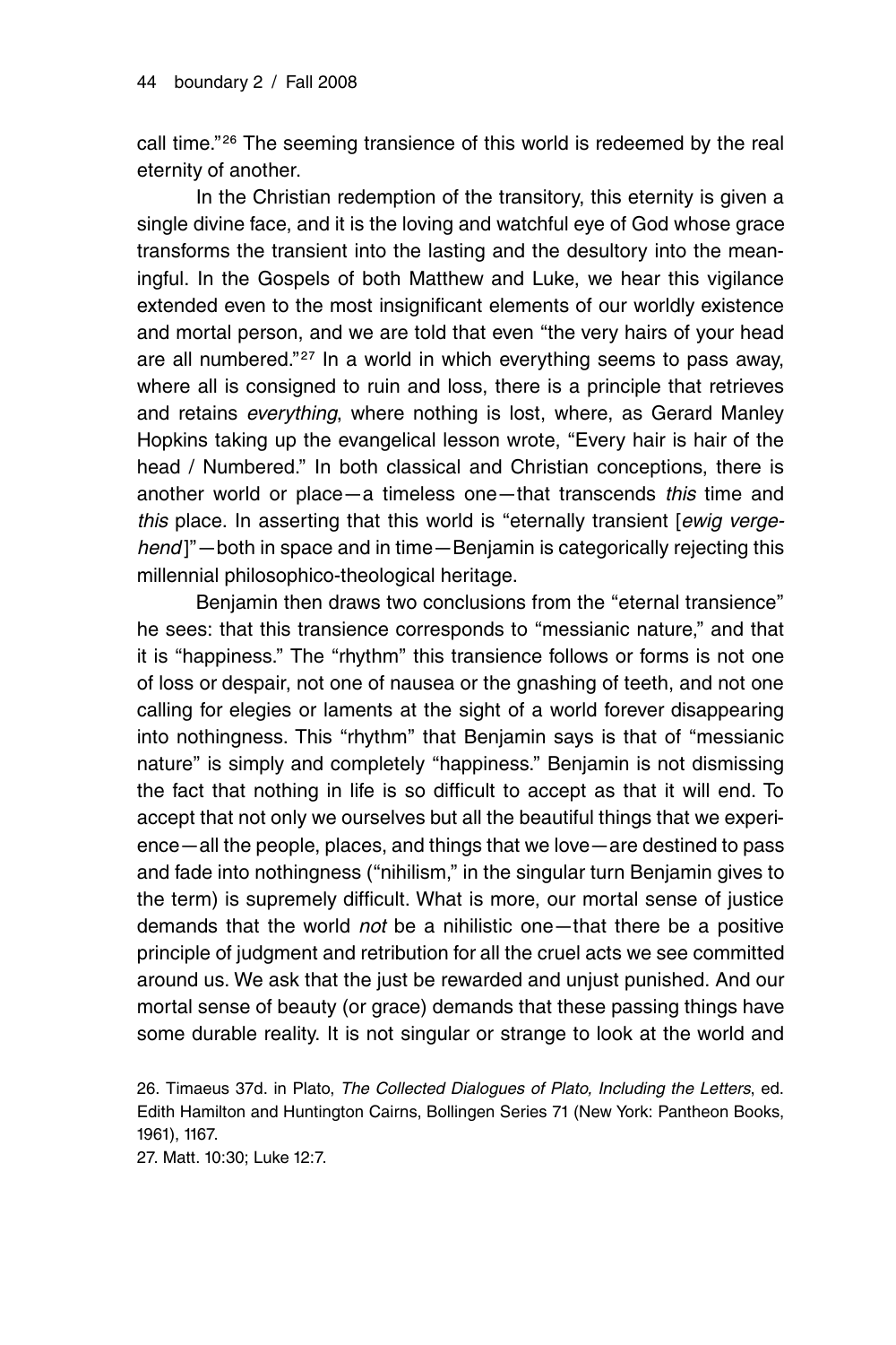call time."[26] The seeming transience of this world is redeemed by the real eternity of another.

In the Christian redemption of the transitory, this eternity is given a single divine face, and it is the loving and watchful eye of God whose grace transforms the transient into the lasting and the desultory into the meaningful. In the Gospels of both Matthew and Luke, we hear this vigilance extended even to the most insignificant elements of our worldly existence and mortal person, and we are told that even "the very hairs of your head are all numbered."[27] In a world in which everything seems to pass away, where all is consigned to ruin and loss, there is a principle that retrieves and retains *everything*, where nothing is lost, where, as Gerard Manley Hopkins taking up the evangelical lesson wrote, "Every hair is hair of the head / Numbered." In both classical and Christian conceptions, there is another world or place—a timeless one—that transcends *this* time and *this* place. In asserting that this world is "eternally transient [*ewig vergehend*]"—both in space and in time—Benjamin is categorically rejecting this millennial philosophico-theological heritage.

Benjamin then draws two conclusions from the "eternal transience" he sees: that this transience corresponds to "messianic nature," and that it is "happiness." The "rhythm" this transience follows or forms is not one of loss or despair, not one of nausea or the gnashing of teeth, and not one calling for elegies or laments at the sight of a world forever disappearing into nothingness. This "rhythm" that Benjamin says is that of "messianic nature" is simply and completely "happiness." Benjamin is not dismissing the fact that nothing in life is so difficult to accept as that it will end. To accept that not only we ourselves but all the beautiful things that we experience—all the people, places, and things that we love—are destined to pass and fade into nothingness ("nihilism," in the singular turn Benjamin gives to the term) is supremely difficult. What is more, our mortal sense of justice demands that the world *not* be a nihilistic one—that there be a positive principle of judgment and retribution for all the cruel acts we see committed around us. We ask that the just be rewarded and unjust punished. And our mortal sense of beauty (or grace) demands that these passing things have some durable reality. It is not singular or strange to look at the world and

26. Timaeus 37d. in Plato, *The Collected Dialogues of Plato, Including the Letters*, ed. Edith Hamilton and Huntington Cairns, Bollingen Series 71 (New York: Pantheon Books, 1961), 1167.

27. Matt. 10:30; Luke 12:7.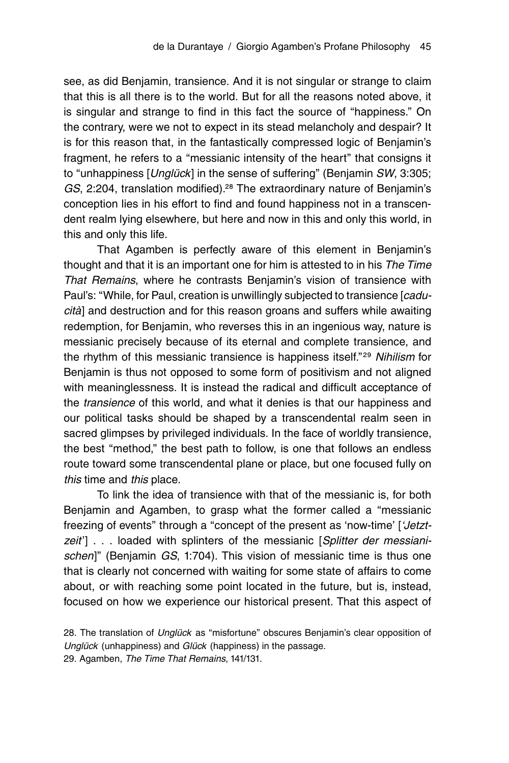see, as did Benjamin, transience. And it is not singular or strange to claim that this is all there is to the world. But for all the reasons noted above, it is singular and strange to find in this fact the source of "happiness." On the contrary, were we not to expect in its stead melancholy and despair? It is for this reason that, in the fantastically compressed logic of Benjamin's fragment, he refers to a "messianic intensity of the heart" that consigns it to "unhappiness [*Unglück*] in the sense of suffering" (Benjamin *SW*, 3:305; *GS*, 2:204, translation modified).[28] The extraordinary nature of Benjamin's conception lies in his effort to find and found happiness not in a transcendent realm lying elsewhere, but here and now in this and only this world, in this and only this life.

That Agamben is perfectly aware of this element in Benjamin's thought and that it is an important one for him is attested to in his *The Time That Remains*, where he contrasts Benjamin's vision of transience with Paul's: "While, for Paul, creation is unwillingly subjected to transience [*caducità*] and destruction and for this reason groans and suffers while awaiting redemption, for Benjamin, who reverses this in an ingenious way, nature is messianic precisely because of its eternal and complete transience, and the rhythm of this messianic transience is happiness itself."[29] *Nihilism* for Benjamin is thus not opposed to some form of positivism and not aligned with meaninglessness. It is instead the radical and difficult acceptance of the *transience* of this world, and what it denies is that our happiness and our political tasks should be shaped by a transcendental realm seen in sacred glimpses by privileged individuals. In the face of worldly transience, the best "method," the best path to follow, is one that follows an endless route toward some transcendental plane or place, but one focused fully on *this* time and *this* place.

To link the idea of transience with that of the messianic is, for both Benjamin and Agamben, to grasp what the former called a "messianic freezing of events" through a "concept of the present as 'now-time' [*'Jetztzeit'*] . . . loaded with splinters of the messianic [*Splitter der messianischen*]" (Benjamin *GS*, 1:704). This vision of messianic time is thus one that is clearly not concerned with waiting for some state of affairs to come about, or with reaching some point located in the future, but is, instead, focused on how we experience our historical present. That this aspect of

28. The translation of *Unglück* as "misfortune" obscures Benjamin's clear opposition of *Unglück* (unhappiness) and *Glück* (happiness) in the passage.

29. Agamben, *The Time That Remains*, 141/131.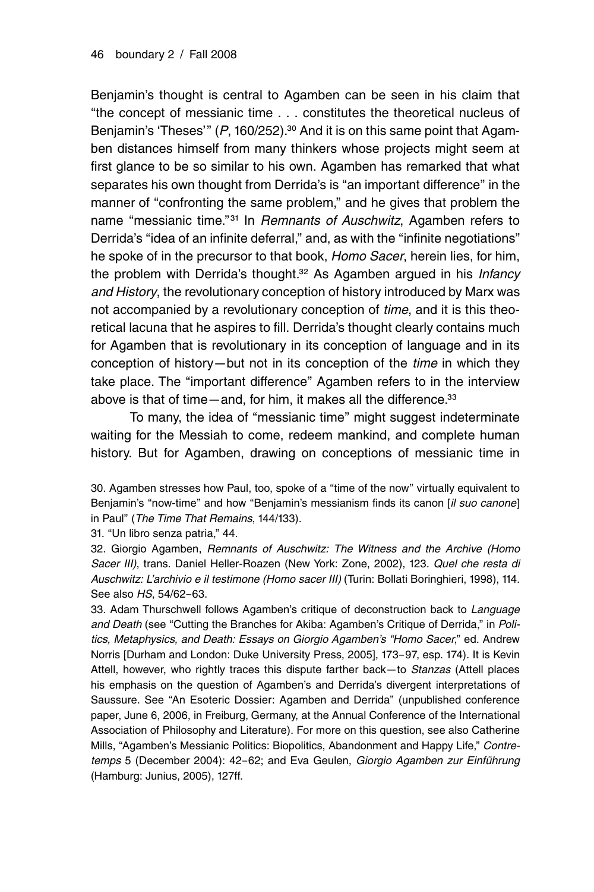Benjamin's thought is central to Agamben can be seen in his claim that "the concept of messianic time . . . constitutes the theoretical nucleus of Benjamin's 'Theses'" (*P*, 160/252).[30] And it is on this same point that Agamben distances himself from many thinkers whose projects might seem at first glance to be so similar to his own. Agamben has remarked that what separates his own thought from Derrida's is "an important difference" in the manner of "confronting the same problem," and he gives that problem the name "messianic time."[31] In *Remnants of Auschwitz*, Agamben refers to Derrida's "idea of an infinite deferral," and, as with the "infinite negotiations" he spoke of in the precursor to that book, *Homo Sacer*, herein lies, for him, the problem with Derrida's thought.[32] As Agamben argued in his *Infancy and History*, the revolutionary conception of history introduced by Marx was not accompanied by a revolutionary conception of *time*, and it is this theoretical lacuna that he aspires to fill. Derrida's thought clearly contains much for Agamben that is revolutionary in its conception of language and in its conception of history—but not in its conception of the *time* in which they take place. The "important difference" Agamben refers to in the interview above is that of time—and, for him, it makes all the difference.[33]

To many, the idea of "messianic time" might suggest indeterminate waiting for the Messiah to come, redeem mankind, and complete human history. But for Agamben, drawing on conceptions of messianic time in

30. Agamben stresses how Paul, too, spoke of a "time of the now" virtually equivalent to Benjamin's "now-time" and how "Benjamin's messianism finds its canon [*il suo canone*] in Paul" (*The Time That Remains*, 144/133).

31. "Un libro senza patria," 44.

32. Giorgio Agamben, *Remnants of Auschwitz: The Witness and the Archive (Homo Sacer III)*, trans. Daniel Heller-Roazen (New York: Zone, 2002), 123. *Quel che resta di Auschwitz: L'archivio e il testimone (Homo sacer III)* (Turin: Bollati Boringhieri, 1998), 114. See also *HS*, 54/62–63.

33. Adam Thurschwell follows Agamben's critique of deconstruction back to *Language and Death* (see "Cutting the Branches for Akiba: Agamben's Critique of Derrida," in *Politics, Metaphysics, and Death: Essays on Giorgio Agamben's "Homo Sacer*," ed. Andrew Norris [Durham and London: Duke University Press, 2005], 173–97, esp. 174). It is Kevin Attell, however, who rightly traces this dispute farther back—to *Stanzas* (Attell places his emphasis on the question of Agamben's and Derrida's divergent interpretations of Saussure. See "An Esoteric Dossier: Agamben and Derrida" (unpublished conference paper, June 6, 2006, in Freiburg, Germany, at the Annual Conference of the International Association of Philosophy and Literature). For more on this question, see also Catherine Mills, "Agamben's Messianic Politics: Biopolitics, Abandonment and Happy Life," *Contretemps* 5 (December 2004): 42–62; and Eva Geulen, *Giorgio Agamben zur Einführung* (Hamburg: Junius, 2005), 127ff.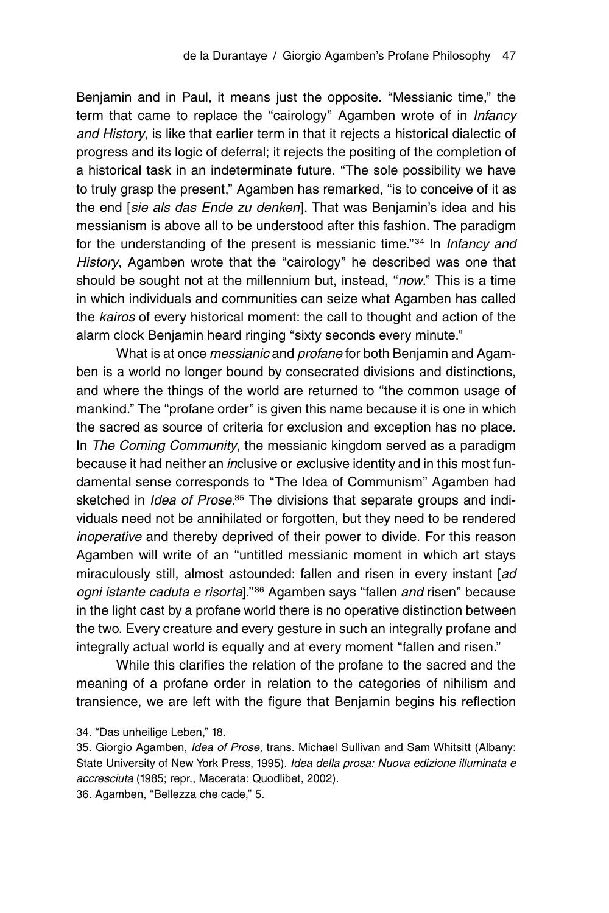Benjamin and in Paul, it means just the opposite. "Messianic time," the term that came to replace the "cairology" Agamben wrote of in *Infancy and History*, is like that earlier term in that it rejects a historical dialectic of progress and its logic of deferral; it rejects the positing of the completion of a historical task in an indeterminate future. "The sole possibility we have to truly grasp the present," Agamben has remarked, "is to conceive of it as the end [*sie als das Ende zu denken*]. That was Benjamin's idea and his messianism is above all to be understood after this fashion. The paradigm for the understanding of the present is messianic time."[34] In *Infancy and History*, Agamben wrote that the "cairology" he described was one that should be sought not at the millennium but, instead, "*now*." This is a time in which individuals and communities can seize what Agamben has called the *kairos* of every historical moment: the call to thought and action of the alarm clock Benjamin heard ringing "sixty seconds every minute."

What is at once *messianic* and *profane* for both Benjamin and Agamben is a world no longer bound by consecrated divisions and distinctions, and where the things of the world are returned to "the common usage of mankind." The "profane order" is given this name because it is one in which the sacred as source of criteria for exclusion and exception has no place. In *The Coming Community*, the messianic kingdom served as a paradigm because it had neither an *in*clusive or *ex*clusive identity and in this most fundamental sense corresponds to "The Idea of Communism" Agamben had sketched in *Idea of Prose*.[35] The divisions that separate groups and individuals need not be annihilated or forgotten, but they need to be rendered *inoperative* and thereby deprived of their power to divide. For this reason Agamben will write of an "untitled messianic moment in which art stays miraculously still, almost astounded: fallen and risen in every instant [*ad ogni istante caduta e risorta*]."[36] Agamben says "fallen *and* risen" because in the light cast by a profane world there is no operative distinction between the two. Every creature and every gesture in such an integrally profane and integrally actual world is equally and at every moment "fallen and risen."

While this clarifies the relation of the profane to the sacred and the meaning of a profane order in relation to the categories of nihilism and transience, we are left with the figure that Benjamin begins his reflection

34. "Das unheilige Leben," 18.

35. Giorgio Agamben, *Idea of Prose*, trans. Michael Sullivan and Sam Whitsitt (Albany: State University of New York Press, 1995). *Idea della prosa: Nuova edizione illuminata e accresciuta* (1985; repr., Macerata: Quodlibet, 2002).

36. Agamben, "Bellezza che cade," 5.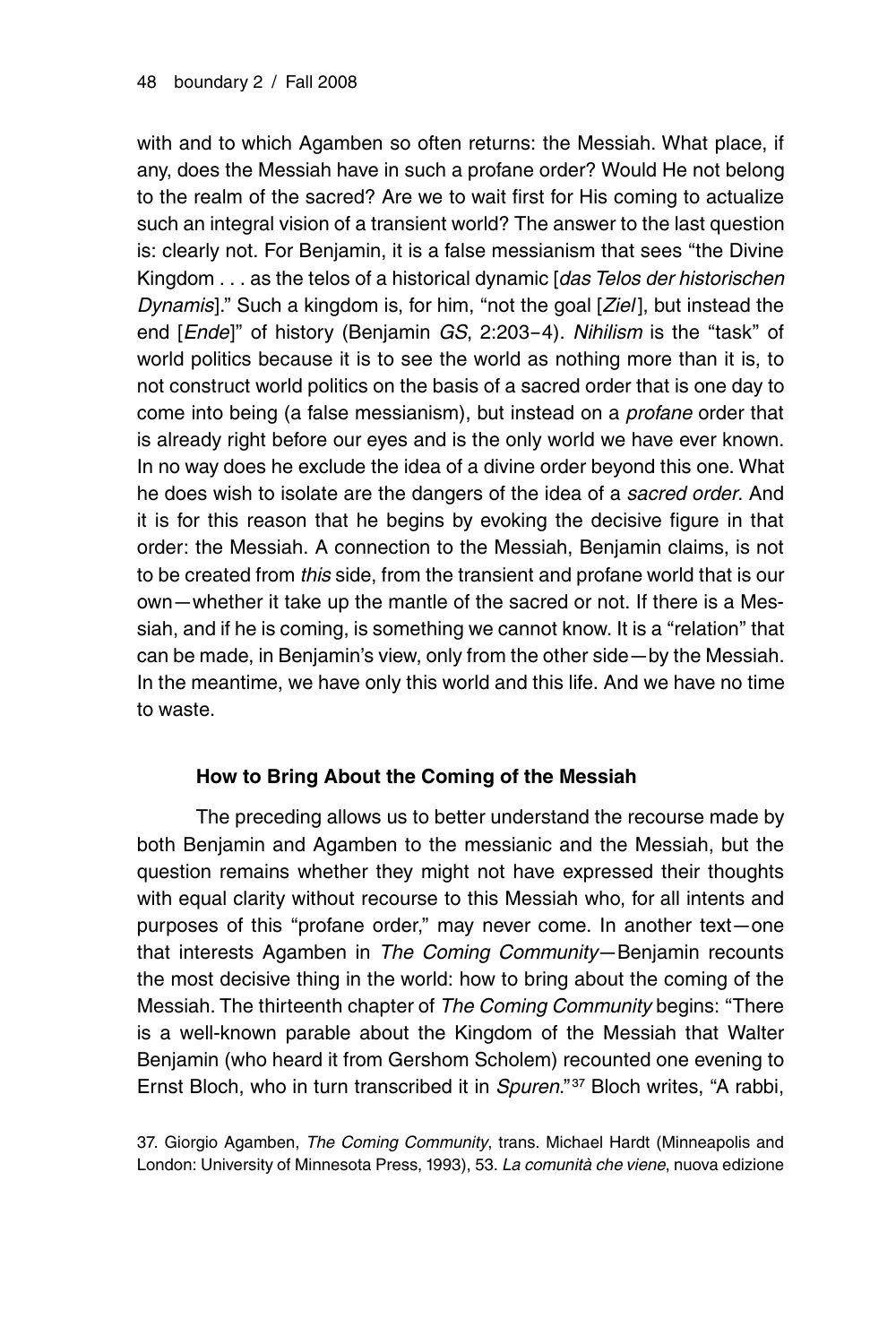with and to which Agamben so often returns: the Messiah. What place, if any, does the Messiah have in such a profane order? Would He not belong to the realm of the sacred? Are we to wait first for His coming to actualize such an integral vision of a transient world? The answer to the last question is: clearly not. For Benjamin, it is a false messianism that sees "the Divine Kingdom . . . as the telos of a historical dynamic [*das Telos der historischen Dynamis*]." Such a kingdom is, for him, "not the goal [*Ziel*], but instead the end [*Ende*]" of history (Benjamin *GS*, 2:203–4). *Nihilism* is the "task" of world politics because it is to see the world as nothing more than it is, to not construct world politics on the basis of a sacred order that is one day to come into being (a false messianism), but instead on a *profane* order that is already right before our eyes and is the only world we have ever known. In no way does he exclude the idea of a divine order beyond this one. What he does wish to isolate are the dangers of the idea of a *sacred order*. And it is for this reason that he begins by evoking the decisive figure in that order: the Messiah. A connection to the Messiah, Benjamin claims, is not to be created from *this* side, from the transient and profane world that is our own—whether it take up the mantle of the sacred or not. If there is a Messiah, and if he is coming, is something we cannot know. It is a "relation" that can be made, in Benjamin's view, only from the other side—by the Messiah. In the meantime, we have only this world and this life. And we have no time to waste.

### How to Bring About the Coming of the Messiah

The preceding allows us to better understand the recourse made by both Benjamin and Agamben to the messianic and the Messiah, but the question remains whether they might not have expressed their thoughts with equal clarity without recourse to this Messiah who, for all intents and purposes of this "profane order," may never come. In another text—one that interests Agamben in *The Coming Community*—Benjamin recounts the most decisive thing in the world: how to bring about the coming of the Messiah. The thirteenth chapter of *The Coming Community* begins: "There is a well-known parable about the Kingdom of the Messiah that Walter Benjamin (who heard it from Gershom Scholem) recounted one evening to Ernst Bloch, who in turn transcribed it in *Spuren*."[37] Bloch writes, "A rabbi,

37. Giorgio Agamben, *The Coming Community*, trans. Michael Hardt (Minneapolis and London: University of Minnesota Press, 1993), 53. *La comunità che viene*, nuova edizione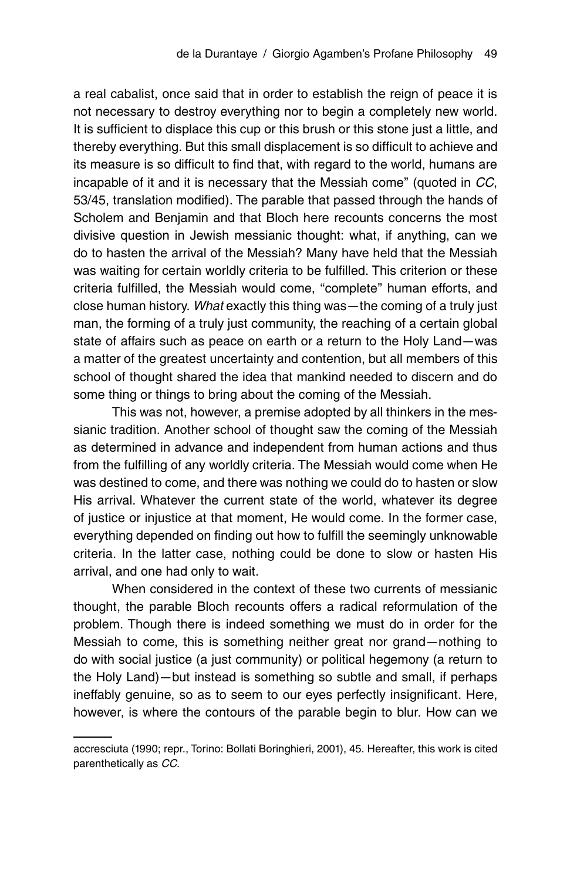a real cabalist, once said that in order to establish the reign of peace it is not necessary to destroy everything nor to begin a completely new world. It is sufficient to displace this cup or this brush or this stone just a little, and thereby everything. But this small displacement is so difficult to achieve and its measure is so difficult to find that, with regard to the world, humans are incapable of it and it is necessary that the Messiah come" (quoted in *CC*, 53/45, translation modified). The parable that passed through the hands of Scholem and Benjamin and that Bloch here recounts concerns the most divisive question in Jewish messianic thought: what, if anything, can we do to hasten the arrival of the Messiah? Many have held that the Messiah was waiting for certain worldly criteria to be fulfilled. This criterion or these criteria fulfilled, the Messiah would come, "complete" human efforts, and close human history. *What* exactly this thing was—the coming of a truly just man, the forming of a truly just community, the reaching of a certain global state of affairs such as peace on earth or a return to the Holy Land—was a matter of the greatest uncertainty and contention, but all members of this school of thought shared the idea that mankind needed to discern and do some thing or things to bring about the coming of the Messiah.

This was not, however, a premise adopted by all thinkers in the messianic tradition. Another school of thought saw the coming of the Messiah as determined in advance and independent from human actions and thus from the fulfilling of any worldly criteria. The Messiah would come when He was destined to come, and there was nothing we could do to hasten or slow His arrival. Whatever the current state of the world, whatever its degree of justice or injustice at that moment, He would come. In the former case, everything depended on finding out how to fulfill the seemingly unknowable criteria. In the latter case, nothing could be done to slow or hasten His arrival, and one had only to wait.

When considered in the context of these two currents of messianic thought, the parable Bloch recounts offers a radical reformulation of the problem. Though there is indeed something we must do in order for the Messiah to come, this is something neither great nor grand—nothing to do with social justice (a just community) or political hegemony (a return to the Holy Land)—but instead is something so subtle and small, if perhaps ineffably genuine, so as to seem to our eyes perfectly insignificant. Here, however, is where the contours of the parable begin to blur. How can we

accresciuta (1990; repr., Torino: Bollati Boringhieri, 2001), 45. Hereafter, this work is cited parenthetically as *CC*.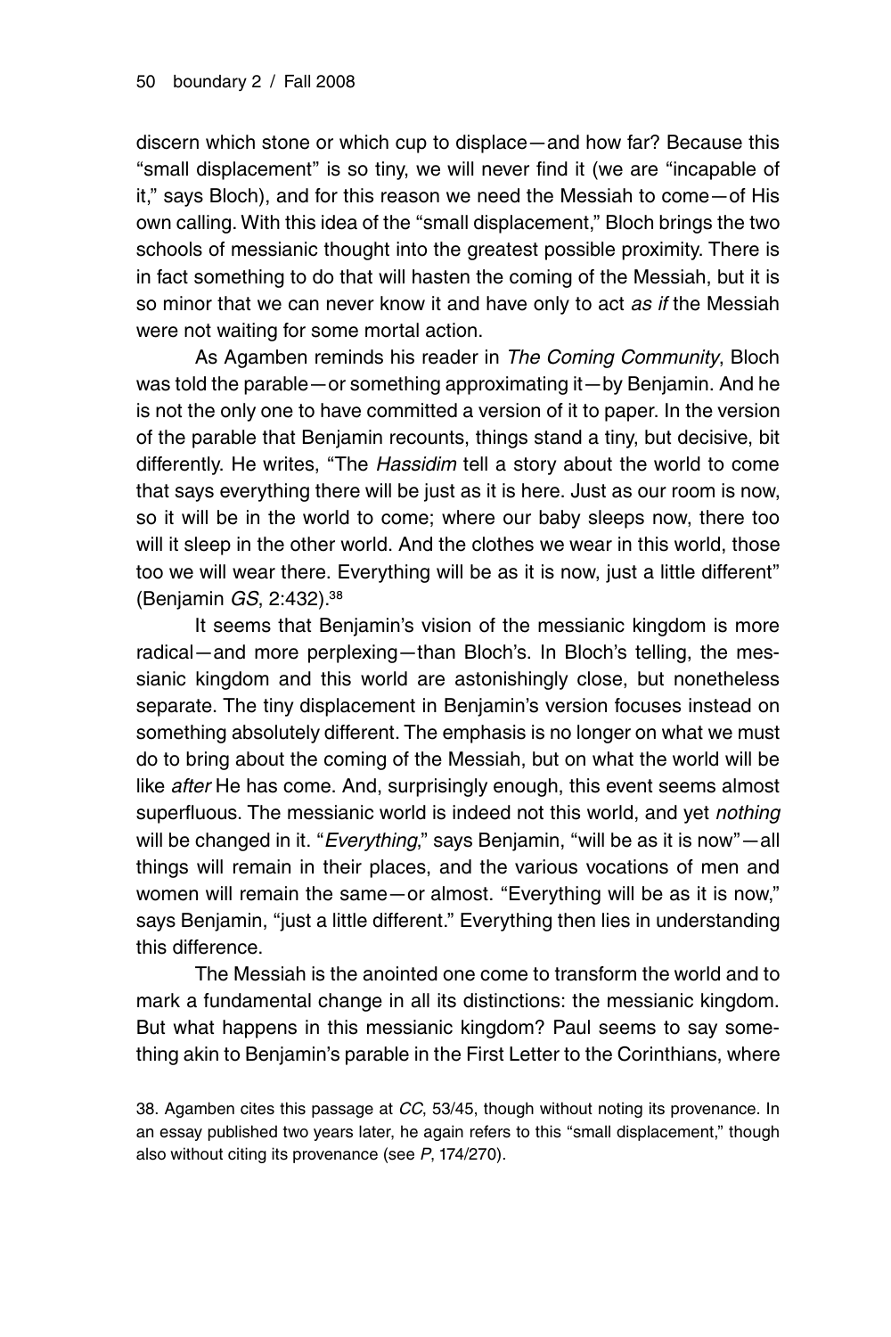discern which stone or which cup to displace—and how far? Because this "small displacement" is so tiny, we will never find it (we are "incapable of it," says Bloch), and for this reason we need the Messiah to come—of His own calling. With this idea of the "small displacement," Bloch brings the two schools of messianic thought into the greatest possible proximity. There is in fact something to do that will hasten the coming of the Messiah, but it is so minor that we can never know it and have only to act *as if* the Messiah were not waiting for some mortal action.

As Agamben reminds his reader in *The Coming Community*, Bloch was told the parable—or something approximating it—by Benjamin. And he is not the only one to have committed a version of it to paper. In the version of the parable that Benjamin recounts, things stand a tiny, but decisive, bit differently. He writes, "The *Hassidim* tell a story about the world to come that says everything there will be just as it is here. Just as our room is now, so it will be in the world to come; where our baby sleeps now, there too will it sleep in the other world. And the clothes we wear in this world, those too we will wear there. Everything will be as it is now, just a little different" (Benjamin *GS*, 2:432).[38]

It seems that Benjamin's vision of the messianic kingdom is more radical—and more perplexing—than Bloch's. In Bloch's telling, the messianic kingdom and this world are astonishingly close, but nonetheless separate. The tiny displacement in Benjamin's version focuses instead on something absolutely different. The emphasis is no longer on what we must do to bring about the coming of the Messiah, but on what the world will be like *after* He has come. And, surprisingly enough, this event seems almost superfluous. The messianic world is indeed not this world, and yet *nothing* will be changed in it. "*Everything*," says Benjamin, "will be as it is now"—all things will remain in their places, and the various vocations of men and women will remain the same—or almost. "Everything will be as it is now," says Benjamin, "just a little different." Everything then lies in understanding this difference.

The Messiah is the anointed one come to transform the world and to mark a fundamental change in all its distinctions: the messianic kingdom. But what happens in this messianic kingdom? Paul seems to say something akin to Benjamin's parable in the First Letter to the Corinthians, where

38. Agamben cites this passage at *CC*, 53/45, though without noting its provenance. In an essay published two years later, he again refers to this "small displacement," though also without citing its provenance (see *P*, 174/270).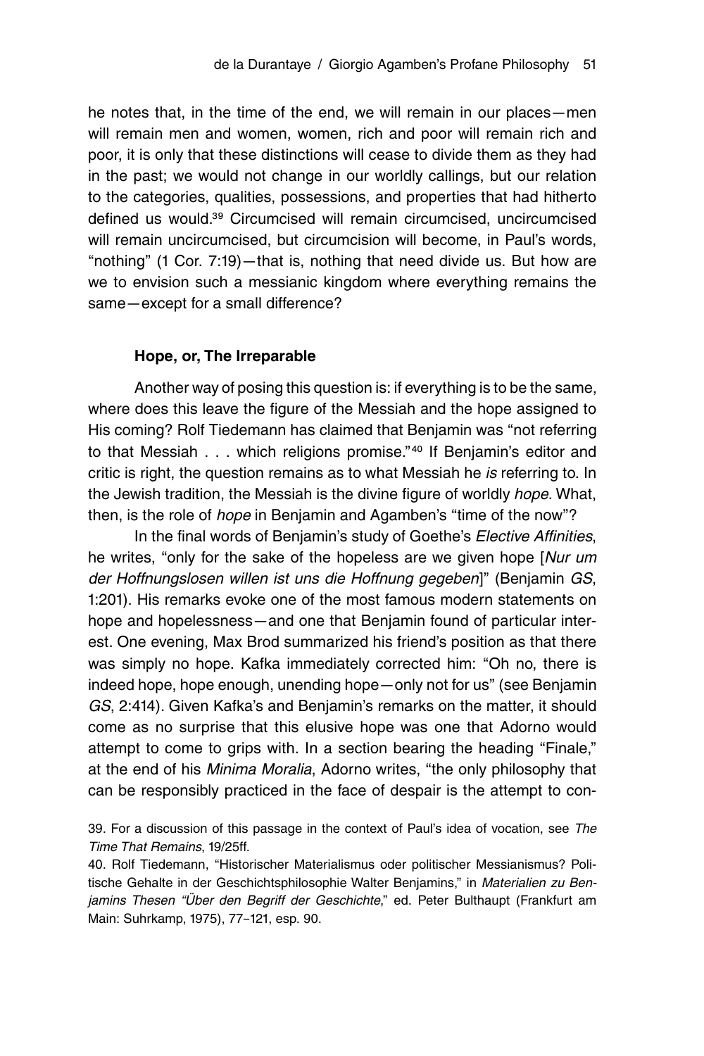he notes that, in the time of the end, we will remain in our places—men will remain men and women, women, rich and poor will remain rich and poor, it is only that these distinctions will cease to divide them as they had in the past; we would not change in our worldly callings, but our relation to the categories, qualities, possessions, and properties that had hitherto defined us would.[39] Circumcised will remain circumcised, uncircumcised will remain uncircumcised, but circumcision will become, in Paul's words, "nothing" (1 Cor. 7:19)—that is, nothing that need divide us. But how are we to envision such a messianic kingdom where everything remains the same—except for a small difference?

### Hope, or, The Irreparable

Another way of posing this question is: if everything is to be the same, where does this leave the figure of the Messiah and the hope assigned to His coming? Rolf Tiedemann has claimed that Benjamin was "not referring to that Messiah . . . which religions promise."[40] If Benjamin's editor and critic is right, the question remains as to what Messiah he *is* referring to. In the Jewish tradition, the Messiah is the divine figure of worldly *hope*. What, then, is the role of *hope* in Benjamin and Agamben's "time of the now"?

In the final words of Benjamin's study of Goethe's *Elective Affinities*, he writes, "only for the sake of the hopeless are we given hope [*Nur um der Hoffnungslosen willen ist uns die Hoffnung gegeben*]" (Benjamin *GS*, 1:201). His remarks evoke one of the most famous modern statements on hope and hopelessness—and one that Benjamin found of particular interest. One evening, Max Brod summarized his friend's position as that there was simply no hope. Kafka immediately corrected him: "Oh no, there is indeed hope, hope enough, unending hope—only not for us" (see Benjamin *GS*, 2:414). Given Kafka's and Benjamin's remarks on the matter, it should come as no surprise that this elusive hope was one that Adorno would attempt to come to grips with. In a section bearing the heading "Finale," at the end of his *Minima Moralia*, Adorno writes, "the only philosophy that can be responsibly practiced in the face of despair is the attempt to con-

39. For a discussion of this passage in the context of Paul's idea of vocation, see *The Time That Remains*, 19/25ff.

40. Rolf Tiedemann, "Historischer Materialismus oder politischer Messianismus? Politische Gehalte in der Geschichtsphilosophie Walter Benjamins," in *Materialien zu Benjamins Thesen "Über den Begriff der Geschichte*," ed. Peter Bulthaupt (Frankfurt am Main: Suhrkamp, 1975), 77–121, esp. 90.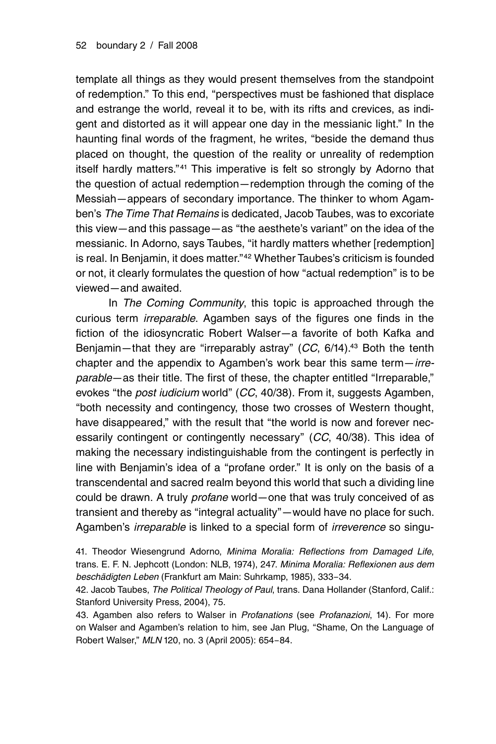template all things as they would present themselves from the standpoint of redemption." To this end, "perspectives must be fashioned that displace and estrange the world, reveal it to be, with its rifts and crevices, as indigent and distorted as it will appear one day in the messianic light." In the haunting final words of the fragment, he writes, "beside the demand thus placed on thought, the question of the reality or unreality of redemption itself hardly matters."[41] This imperative is felt so strongly by Adorno that the question of actual redemption—redemption through the coming of the Messiah—appears of secondary importance. The thinker to whom Agamben's *The Time That Remains* is dedicated, Jacob Taubes, was to excoriate this view—and this passage—as "the aesthete's variant" on the idea of the messianic. In Adorno, says Taubes, "it hardly matters whether [redemption] is real. In Benjamin, it does matter."[42] Whether Taubes's criticism is founded or not, it clearly formulates the question of how "actual redemption" is to be viewed—and awaited.

In *The Coming Community*, this topic is approached through the curious term *irreparable*. Agamben says of the figures one finds in the fiction of the idiosyncratic Robert Walser—a favorite of both Kafka and Benjamin—that they are "irreparably astray" (*CC*, 6/14).[43] Both the tenth chapter and the appendix to Agamben's work bear this same term—*irreparable*—as their title. The first of these, the chapter entitled "Irreparable," evokes "the *post iudicium* world" (*CC*, 40/38). From it, suggests Agamben, "both necessity and contingency, those two crosses of Western thought, have disappeared," with the result that "the world is now and forever necessarily contingent or contingently necessary" (*CC*, 40/38). This idea of making the necessary indistinguishable from the contingent is perfectly in line with Benjamin's idea of a "profane order." It is only on the basis of a transcendental and sacred realm beyond this world that such a dividing line could be drawn. A truly *profane* world—one that was truly conceived of as transient and thereby as "integral actuality"—would have no place for such. Agamben's *irreparable* is linked to a special form of *irreverence* so singu-

41. Theodor Wiesengrund Adorno, *Minima Moralia: Reflections from Damaged Life*, trans. E. F. N. Jephcott (London: NLB, 1974), 247. *Minima Moralia: Reflexionen aus dem beschädigten Leben* (Frankfurt am Main: Suhrkamp, 1985), 333–34.

42. Jacob Taubes, *The Political Theology of Paul*, trans. Dana Hollander (Stanford, Calif.: Stanford University Press, 2004), 75.

43. Agamben also refers to Walser in *Profanations* (see *Profanazioni*, 14). For more on Walser and Agamben's relation to him, see Jan Plug, "Shame, On the Language of Robert Walser," *MLN* 120, no. 3 (April 2005): 654–84.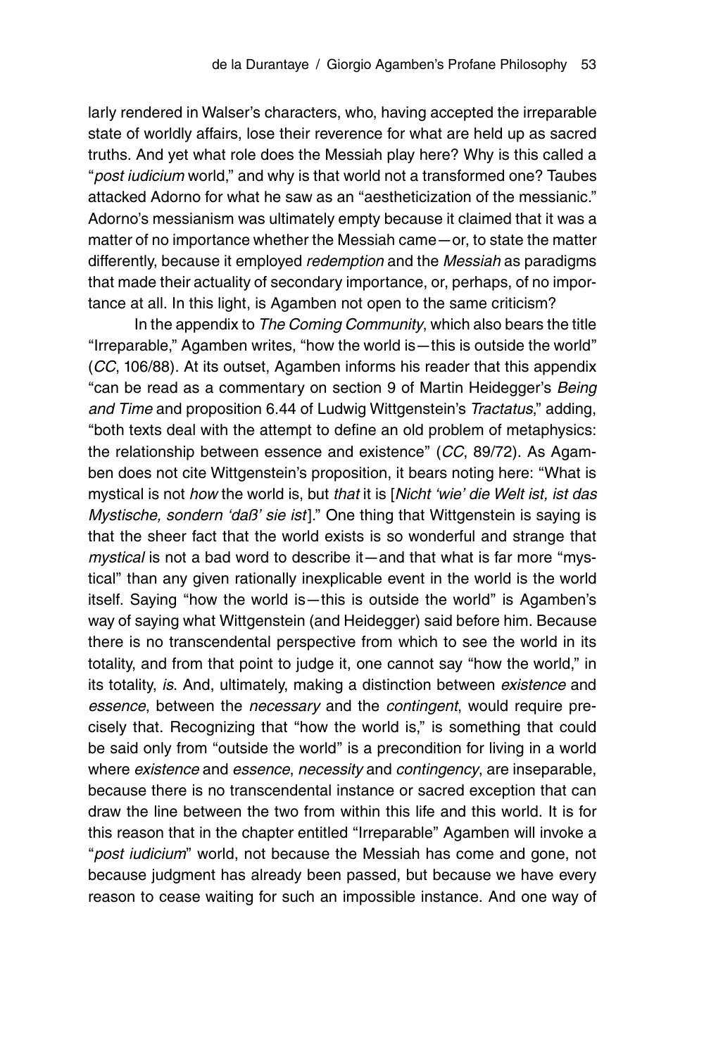larly rendered in Walser's characters, who, having accepted the irreparable state of worldly affairs, lose their reverence for what are held up as sacred truths. And yet what role does the Messiah play here? Why is this called a "*post iudicium* world," and why is that world not a transformed one? Taubes attacked Adorno for what he saw as an "aestheticization of the messianic." Adorno's messianism was ultimately empty because it claimed that it was a matter of no importance whether the Messiah came—or, to state the matter differently, because it employed *redemption* and the *Messiah* as paradigms that made their actuality of secondary importance, or, perhaps, of no importance at all. In this light, is Agamben not open to the same criticism?

In the appendix to *The Coming Community*, which also bears the title "Irreparable," Agamben writes, "how the world is—this is outside the world" (*CC*, 106/88). At its outset, Agamben informs his reader that this appendix "can be read as a commentary on section 9 of Martin Heidegger's *Being and Time* and proposition 6.44 of Ludwig Wittgenstein's *Tractatus*," adding, "both texts deal with the attempt to define an old problem of metaphysics: the relationship between essence and existence" (*CC*, 89/72). As Agamben does not cite Wittgenstein's proposition, it bears noting here: "What is mystical is not *how* the world is, but *that* it is [*Nicht 'wie' die Welt ist, ist das Mystische, sondern 'daß' sie ist*]." One thing that Wittgenstein is saying is that the sheer fact that the world exists is so wonderful and strange that *mystical* is not a bad word to describe it—and that what is far more "mystical" than any given rationally inexplicable event in the world is the world itself. Saying "how the world is—this is outside the world" is Agamben's way of saying what Wittgenstein (and Heidegger) said before him. Because there is no transcendental perspective from which to see the world in its totality, and from that point to judge it, one cannot say "how the world," in its totality, *is*. And, ultimately, making a distinction between *existence* and *essence*, between the *necessary* and the *contingent*, would require precisely that. Recognizing that "how the world is," is something that could be said only from "outside the world" is a precondition for living in a world where *existence* and *essence*, *necessity* and *contingency*, are inseparable, because there is no transcendental instance or sacred exception that can draw the line between the two from within this life and this world. It is for this reason that in the chapter entitled "Irreparable" Agamben will invoke a "*post iudicium*" world, not because the Messiah has come and gone, not because judgment has already been passed, but because we have every reason to cease waiting for such an impossible instance. And one way of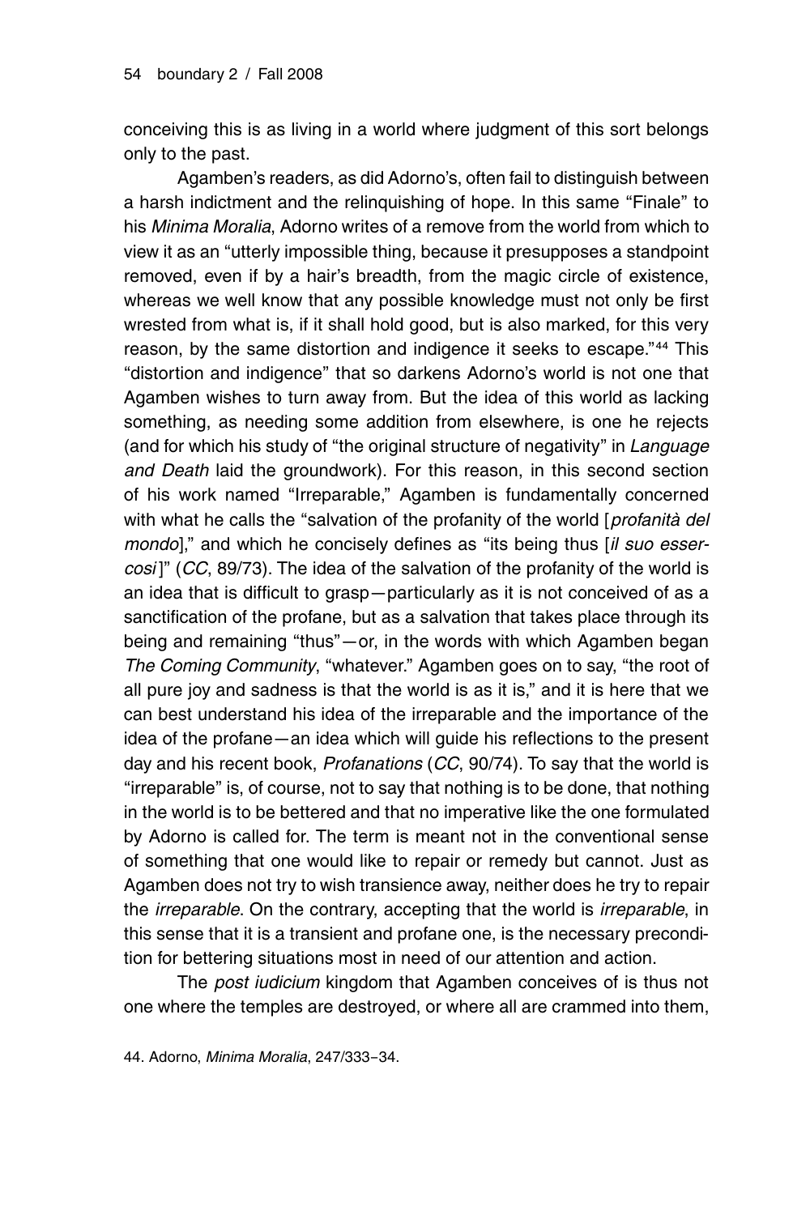conceiving this is as living in a world where judgment of this sort belongs only to the past.

Agamben's readers, as did Adorno's, often fail to distinguish between a harsh indictment and the relinquishing of hope. In this same "Finale" to his *Minima Moralia*, Adorno writes of a remove from the world from which to view it as an "utterly impossible thing, because it presupposes a standpoint removed, even if by a hair's breadth, from the magic circle of existence, whereas we well know that any possible knowledge must not only be first wrested from what is, if it shall hold good, but is also marked, for this very reason, by the same distortion and indigence it seeks to escape."[44] This "distortion and indigence" that so darkens Adorno's world is not one that Agamben wishes to turn away from. But the idea of this world as lacking something, as needing some addition from elsewhere, is one he rejects (and for which his study of "the original structure of negativity" in *Language and Death* laid the groundwork). For this reason, in this second section of his work named "Irreparable," Agamben is fundamentally concerned with what he calls the "salvation of the profanity of the world [*profanità del mondo*]," and which he concisely defines as "its being thus [*il suo esser-così*]" (*CC*, 89/73). The idea of the salvation of the profanity of the world is an idea that is difficult to grasp—particularly as it is not conceived of as a sanctification of the profane, but as a salvation that takes place through its being and remaining "thus"—or, in the words with which Agamben began *The Coming Community*, "whatever." Agamben goes on to say, "the root of all pure joy and sadness is that the world is as it is," and it is here that we can best understand his idea of the irreparable and the importance of the idea of the profane—an idea which will guide his reflections to the present day and his recent book, *Profanations* (*CC*, 90/74). To say that the world is "irreparable" is, of course, not to say that nothing is to be done, that nothing in the world is to be bettered and that no imperative like the one formulated by Adorno is called for. The term is meant not in the conventional sense of something that one would like to repair or remedy but cannot. Just as Agamben does not try to wish transience away, neither does he try to repair the *irreparable*. On the contrary, accepting that the world is *irreparable*, in this sense that it is a transient and profane one, is the necessary precondition for bettering situations most in need of our attention and action.

The *post iudicium* kingdom that Agamben conceives of is thus not one where the temples are destroyed, or where all are crammed into them,

44. Adorno, *Minima Moralia*, 247/333–34.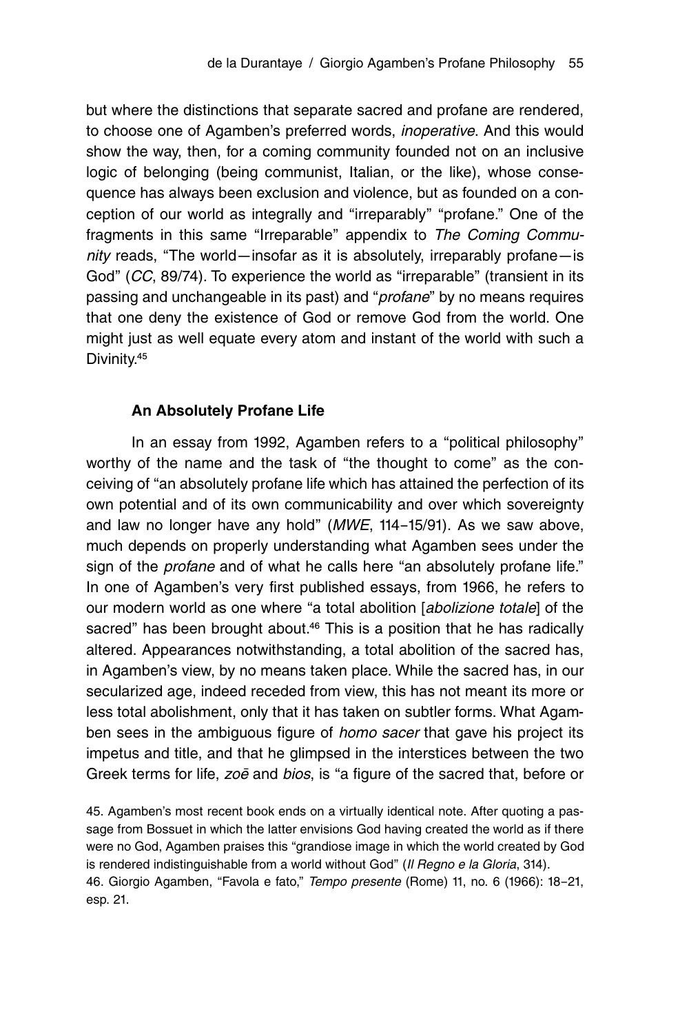but where the distinctions that separate sacred and profane are rendered, to choose one of Agamben's preferred words, *inoperative*. And this would show the way, then, for a coming community founded not on an inclusive logic of belonging (being communist, Italian, or the like), whose consequence has always been exclusion and violence, but as founded on a conception of our world as integrally and "irreparably" "profane." One of the fragments in this same "Irreparable" appendix to *The Coming Community* reads, "The world—insofar as it is absolutely, irreparably profane—is God" (*CC*, 89/74). To experience the world as "irreparable" (transient in its passing and unchangeable in its past) and "*profane*" by no means requires that one deny the existence of God or remove God from the world. One might just as well equate every atom and instant of the world with such a Divinity.[45]

### An Absolutely Profane Life

In an essay from 1992, Agamben refers to a "political philosophy" worthy of the name and the task of "the thought to come" as the conceiving of "an absolutely profane life which has attained the perfection of its own potential and of its own communicability and over which sovereignty and law no longer have any hold" (*MWE*, 114–15/91). As we saw above, much depends on properly understanding what Agamben sees under the sign of the *profane* and of what he calls here "an absolutely profane life." In one of Agamben's very first published essays, from 1966, he refers to our modern world as one where "a total abolition [*abolizione totale*] of the sacred" has been brought about.[46] This is a position that he has radically altered. Appearances notwithstanding, a total abolition of the sacred has, in Agamben's view, by no means taken place. While the sacred has, in our secularized age, indeed receded from view, this has not meant its more or less total abolishment, only that it has taken on subtler forms. What Agamben sees in the ambiguous figure of *homo sacer* that gave his project its impetus and title, and that he glimpsed in the interstices between the two Greek terms for life, *zoē* and *bios*, is "a figure of the sacred that, before or

45. Agamben's most recent book ends on a virtually identical note. After quoting a passage from Bossuet in which the latter envisions God having created the world as if there were no God, Agamben praises this "grandiose image in which the world created by God is rendered indistinguishable from a world without God" (*Il Regno e la Gloria*, 314).

46. Giorgio Agamben, "Favola e fato," *Tempo presente* (Rome) 11, no. 6 (1966): 18–21, esp. 21.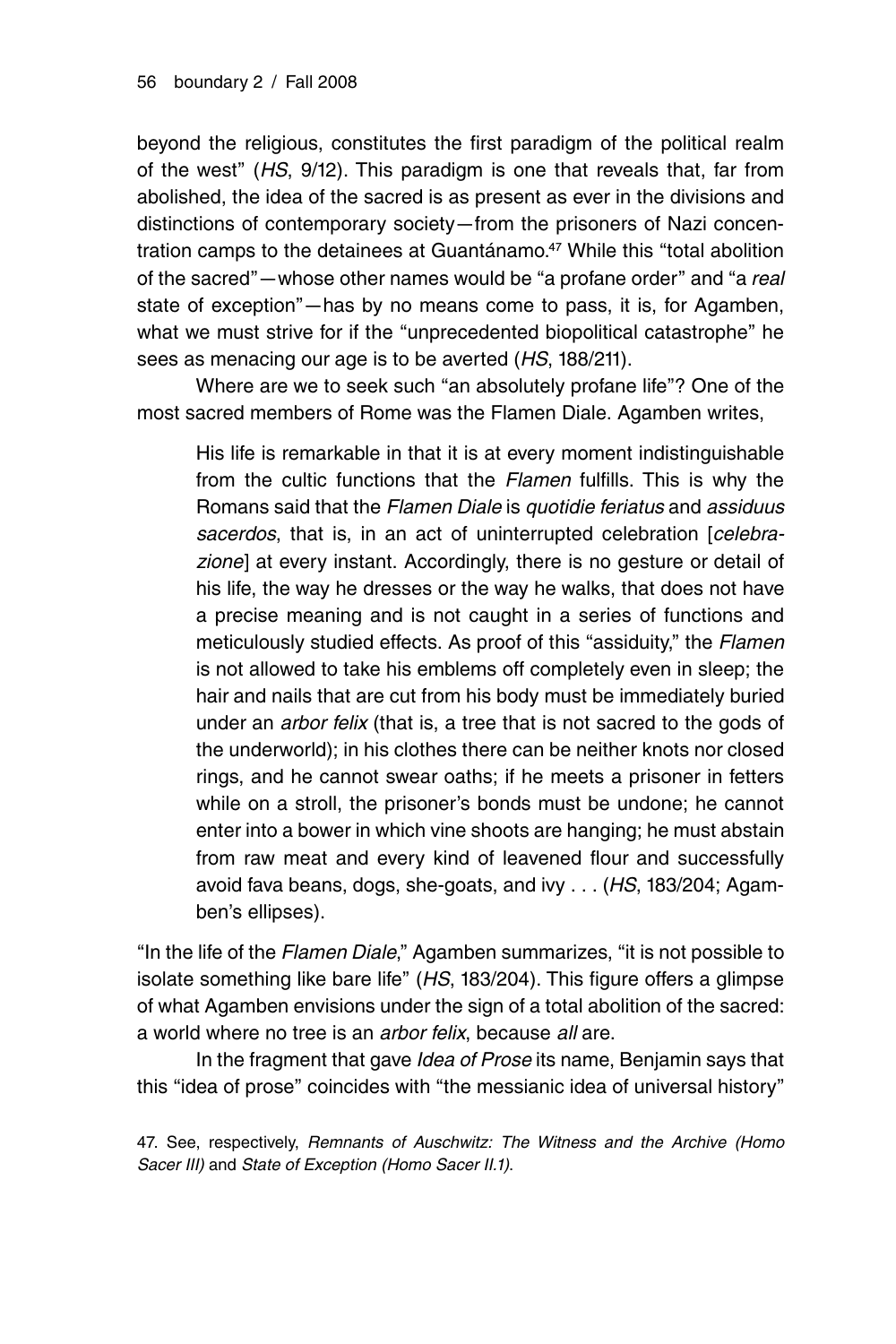beyond the religious, constitutes the first paradigm of the political realm of the west" (*HS*, 9/12). This paradigm is one that reveals that, far from abolished, the idea of the sacred is as present as ever in the divisions and distinctions of contemporary society—from the prisoners of Nazi concentration camps to the detainees at Guantánamo.[47] While this "total abolition of the sacred"—whose other names would be "a profane order" and "a *real* state of exception"—has by no means come to pass, it is, for Agamben, what we must strive for if the "unprecedented biopolitical catastrophe" he sees as menacing our age is to be averted (*HS*, 188/211).

Where are we to seek such "an absolutely profane life"? One of the most sacred members of Rome was the Flamen Diale. Agamben writes,

> His life is remarkable in that it is at every moment indistinguishable from the cultic functions that the *Flamen* fulfills. This is why the Romans said that the *Flamen Diale* is *quotidie feriatus* and *assiduus sacerdos*, that is, in an act of uninterrupted celebration [*celebrazione*] at every instant. Accordingly, there is no gesture or detail of his life, the way he dresses or the way he walks, that does not have a precise meaning and is not caught in a series of functions and meticulously studied effects. As proof of this "assiduity," the *Flamen* is not allowed to take his emblems off completely even in sleep; the hair and nails that are cut from his body must be immediately buried under an *arbor felix* (that is, a tree that is not sacred to the gods of the underworld); in his clothes there can be neither knots nor closed rings, and he cannot swear oaths; if he meets a prisoner in fetters while on a stroll, the prisoner's bonds must be undone; he cannot enter into a bower in which vine shoots are hanging; he must abstain from raw meat and every kind of leavened flour and successfully avoid fava beans, dogs, she-goats, and ivy . . . (*HS*, 183/204; Agamben's ellipses).

"In the life of the *Flamen Diale*," Agamben summarizes, "it is not possible to isolate something like bare life" (*HS*, 183/204). This figure offers a glimpse of what Agamben envisions under the sign of a total abolition of the sacred: a world where no tree is an *arbor felix*, because *all* are.

In the fragment that gave *Idea of Prose* its name, Benjamin says that this "idea of prose" coincides with "the messianic idea of universal history"

47. See, respectively, *Remnants of Auschwitz: The Witness and the Archive (Homo Sacer III)* and *State of Exception (Homo Sacer II.1)*.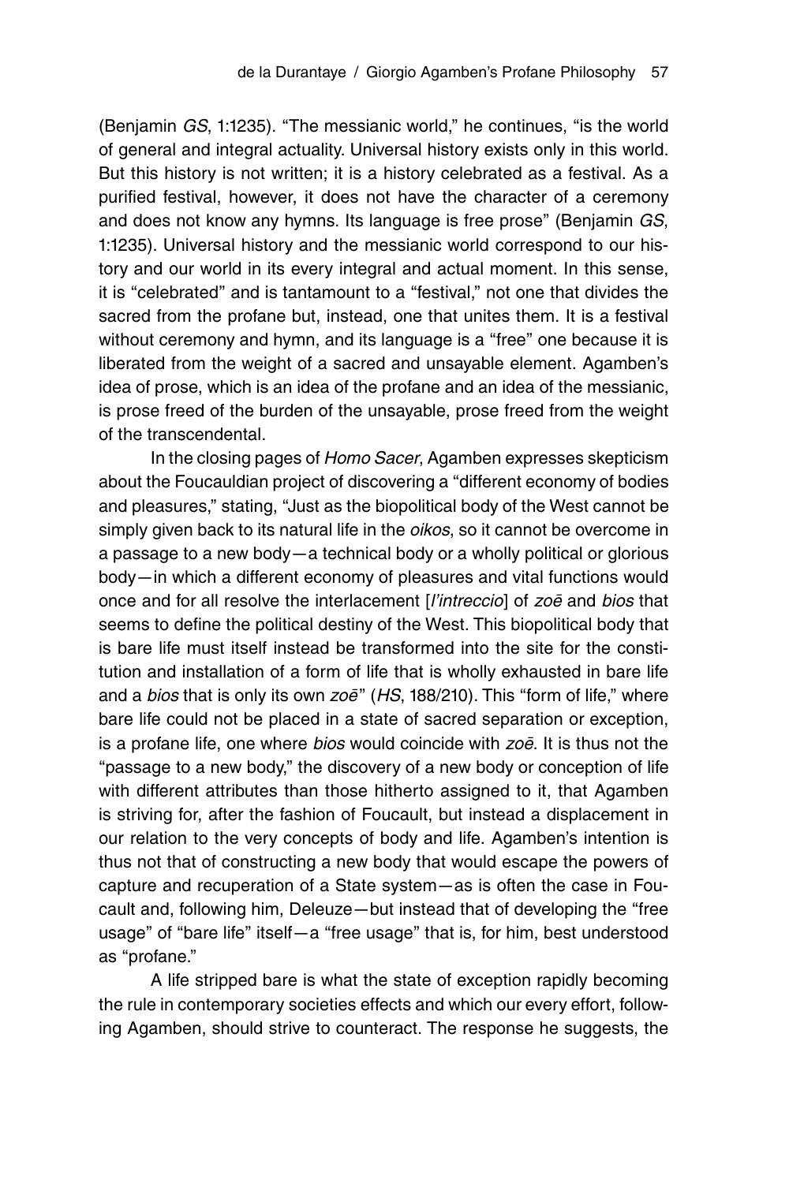(Benjamin *GS*, 1:1235). "The messianic world," he continues, "is the world of general and integral actuality. Universal history exists only in this world. But this history is not written; it is a history celebrated as a festival. As a purified festival, however, it does not have the character of a ceremony and does not know any hymns. Its language is free prose" (Benjamin *GS*, 1:1235). Universal history and the messianic world correspond to our history and our world in its every integral and actual moment. In this sense, it is "celebrated" and is tantamount to a "festival," not one that divides the sacred from the profane but, instead, one that unites them. It is a festival without ceremony and hymn, and its language is a "free" one because it is liberated from the weight of a sacred and unsayable element. Agamben's idea of prose, which is an idea of the profane and an idea of the messianic, is prose freed of the burden of the unsayable, prose freed from the weight of the transcendental.

In the closing pages of *Homo Sacer*, Agamben expresses skepticism about the Foucauldian project of discovering a "different economy of bodies and pleasures," stating, "Just as the biopolitical body of the West cannot be simply given back to its natural life in the *oikos*, so it cannot be overcome in a passage to a new body—a technical body or a wholly political or glorious body—in which a different economy of pleasures and vital functions would once and for all resolve the interlacement [*l'intreccio*] of *zoē* and *bios* that seems to define the political destiny of the West. This biopolitical body that is bare life must itself instead be transformed into the site for the constitution and installation of a form of life that is wholly exhausted in bare life and a *bios* that is only its own *zoē*" (*HS*, 188/210). This "form of life," where bare life could not be placed in a state of sacred separation or exception, is a profane life, one where *bios* would coincide with *zoē*. It is thus not the "passage to a new body," the discovery of a new body or conception of life with different attributes than those hitherto assigned to it, that Agamben is striving for, after the fashion of Foucault, but instead a displacement in our relation to the very concepts of body and life. Agamben's intention is thus not that of constructing a new body that would escape the powers of capture and recuperation of a State system—as is often the case in Foucault and, following him, Deleuze—but instead that of developing the "free usage" of "bare life" itself—a "free usage" that is, for him, best understood as "profane."

A life stripped bare is what the state of exception rapidly becoming the rule in contemporary societies effects and which our every effort, following Agamben, should strive to counteract. The response he suggests, the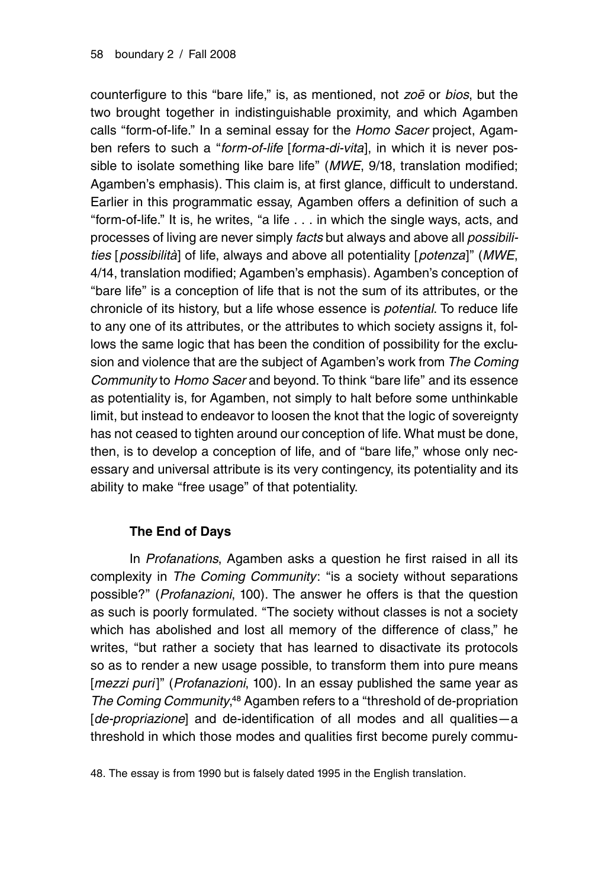counterfigure to this "bare life," is, as mentioned, not *zoē* or *bios*, but the two brought together in indistinguishable proximity, and which Agamben calls "form-of-life." In a seminal essay for the *Homo Sacer* project, Agamben refers to such a "*form-of-life* [*forma-di-vita*], in which it is never possible to isolate something like bare life" (*MWE*, 9/18, translation modified; Agamben's emphasis). This claim is, at first glance, difficult to understand. Earlier in this programmatic essay, Agamben offers a definition of such a "form-of-life." It is, he writes, "a life . . . in which the single ways, acts, and processes of living are never simply *facts* but always and above all *possibilities* [*possibilità*] of life, always and above all potentiality [*potenza*]" (*MWE*, 4/14, translation modified; Agamben's emphasis). Agamben's conception of "bare life" is a conception of life that is not the sum of its attributes, or the chronicle of its history, but a life whose essence is *potential*. To reduce life to any one of its attributes, or the attributes to which society assigns it, follows the same logic that has been the condition of possibility for the exclusion and violence that are the subject of Agamben's work from *The Coming Community* to *Homo Sacer* and beyond. To think "bare life" and its essence as potentiality is, for Agamben, not simply to halt before some unthinkable limit, but instead to endeavor to loosen the knot that the logic of sovereignty has not ceased to tighten around our conception of life. What must be done, then, is to develop a conception of life, and of "bare life," whose only necessary and universal attribute is its very contingency, its potentiality and its ability to make "free usage" of that potentiality.

### The End of Days

In *Profanations*, Agamben asks a question he first raised in all its complexity in *The Coming Community*: "is a society without separations possible?" (*Profanazioni*, 100). The answer he offers is that the question as such is poorly formulated. "The society without classes is not a society which has abolished and lost all memory of the difference of class," he writes, "but rather a society that has learned to disactivate its protocols so as to render a new usage possible, to transform them into pure means [*mezzi puri*]" (*Profanazioni*, 100). In an essay published the same year as *The Coming Community*,[48] Agamben refers to a "threshold of de-propriation [*de-propriazione*] and de-identification of all modes and all qualities—a threshold in which those modes and qualities first become purely commu-

48. The essay is from 1990 but is falsely dated 1995 in the English translation.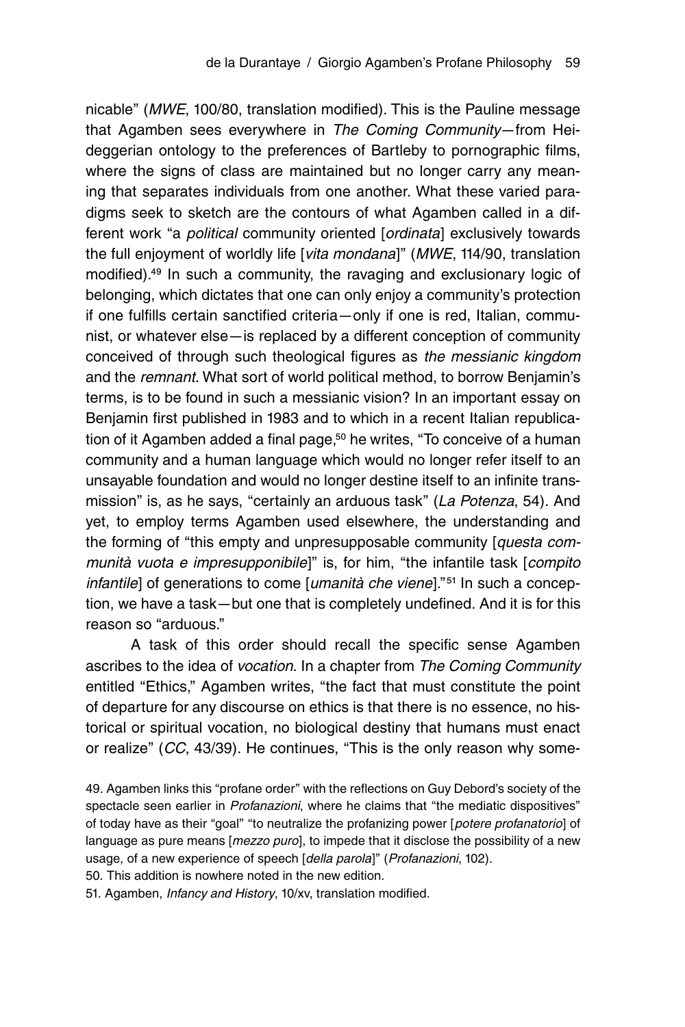nicable" (*MWE*, 100/80, translation modified). This is the Pauline message that Agamben sees everywhere in *The Coming Community*—from Heideggerian ontology to the preferences of Bartleby to pornographic films, where the signs of class are maintained but no longer carry any meaning that separates individuals from one another. What these varied paradigms seek to sketch are the contours of what Agamben called in a different work "a *political* community oriented [*ordinata*] exclusively towards the full enjoyment of worldly life [*vita mondana*]" (*MWE*, 114/90, translation modified).[49] In such a community, the ravaging and exclusionary logic of belonging, which dictates that one can only enjoy a community's protection if one fulfills certain sanctified criteria—only if one is red, Italian, communist, or whatever else—is replaced by a different conception of community conceived of through such theological figures as *the messianic kingdom* and the *remnant*. What sort of world political method, to borrow Benjamin's terms, is to be found in such a messianic vision? In an important essay on Benjamin first published in 1983 and to which in a recent Italian republication of it Agamben added a final page,[50] he writes, "To conceive of a human community and a human language which would no longer refer itself to an unsayable foundation and would no longer destine itself to an infinite transmission" is, as he says, "certainly an arduous task" (*La Potenza*, 54). And yet, to employ terms Agamben used elsewhere, the understanding and the forming of "this empty and unpresupposable community [*questa comunità vuota e impresupponibile*]" is, for him, "the infantile task [*compito infantile*] of generations to come [*umanità che viene*]."[51] In such a conception, we have a task—but one that is completely undefined. And it is for this reason so "arduous."

A task of this order should recall the specific sense Agamben ascribes to the idea of *vocation*. In a chapter from *The Coming Community* entitled "Ethics," Agamben writes, "the fact that must constitute the point of departure for any discourse on ethics is that there is no essence, no historical or spiritual vocation, no biological destiny that humans must enact or realize" (*CC*, 43/39). He continues, "This is the only reason why some-

49. Agamben links this "profane order" with the reflections on Guy Debord's society of the spectacle seen earlier in *Profanazioni*, where he claims that "the mediatic dispositives" of today have as their "goal" "to neutralize the profanizing power [*potere profanatorio*] of language as pure means [*mezzo puro*], to impede that it disclose the possibility of a new usage, of a new experience of speech [*della parola*]" (*Profanazioni*, 102).

50. This addition is nowhere noted in the new edition.

51. Agamben, *Infancy and History*, 10/xv, translation modified.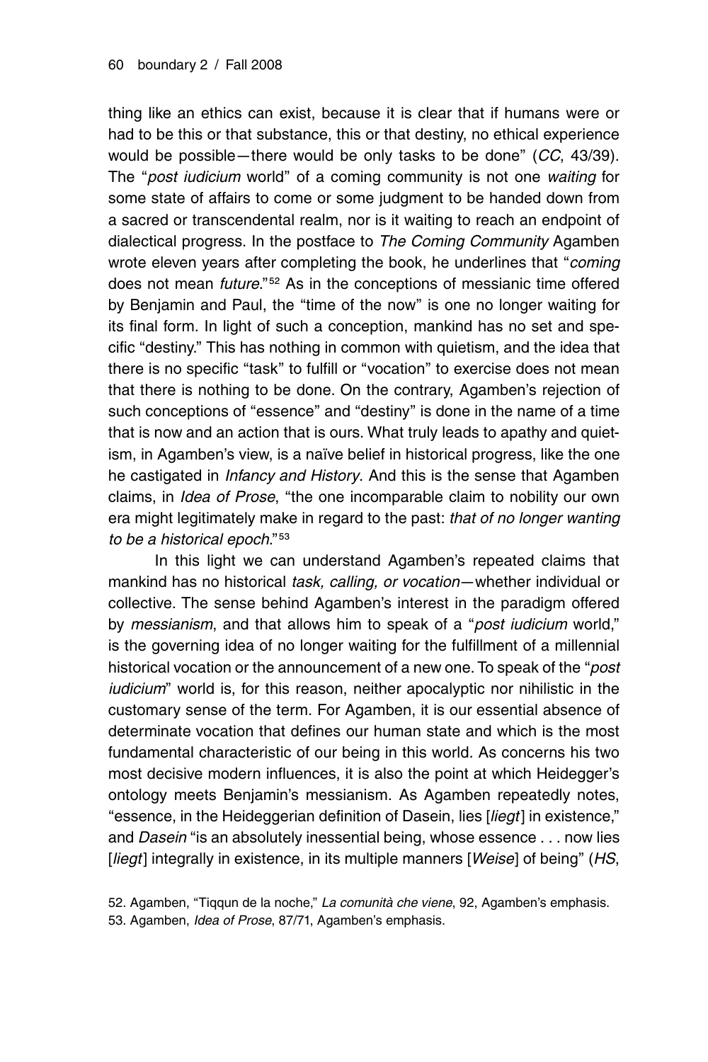thing like an ethics can exist, because it is clear that if humans were or had to be this or that substance, this or that destiny, no ethical experience would be possible—there would be only tasks to be done" (*CC*, 43/39). The "*post iudicium* world" of a coming community is not one *waiting* for some state of affairs to come or some judgment to be handed down from a sacred or transcendental realm, nor is it waiting to reach an endpoint of dialectical progress. In the postface to *The Coming Community* Agamben wrote eleven years after completing the book, he underlines that "*coming* does not mean *future*."[52] As in the conceptions of messianic time offered by Benjamin and Paul, the "time of the now" is one no longer waiting for its final form. In light of such a conception, mankind has no set and specific "destiny." This has nothing in common with quietism, and the idea that there is no specific "task" to fulfill or "vocation" to exercise does not mean that there is nothing to be done. On the contrary, Agamben's rejection of such conceptions of "essence" and "destiny" is done in the name of a time that is now and an action that is ours. What truly leads to apathy and quietism, in Agamben's view, is a naïve belief in historical progress, like the one he castigated in *Infancy and History*. And this is the sense that Agamben claims, in *Idea of Prose*, "the one incomparable claim to nobility our own era might legitimately make in regard to the past: *that of no longer wanting to be a historical epoch*."[53]

In this light we can understand Agamben's repeated claims that mankind has no historical *task, calling, or vocation*—whether individual or collective. The sense behind Agamben's interest in the paradigm offered by *messianism*, and that allows him to speak of a "*post iudicium* world," is the governing idea of no longer waiting for the fulfillment of a millennial historical vocation or the announcement of a new one. To speak of the "*post iudicium*" world is, for this reason, neither apocalyptic nor nihilistic in the customary sense of the term. For Agamben, it is our essential absence of determinate vocation that defines our human state and which is the most fundamental characteristic of our being in this world. As concerns his two most decisive modern influences, it is also the point at which Heidegger's ontology meets Benjamin's messianism. As Agamben repeatedly notes, "essence, in the Heideggerian definition of Dasein, lies [*liegt*] in existence," and *Dasein* "is an absolutely inessential being, whose essence . . . now lies [*liegt*] integrally in existence, in its multiple manners [*Weise*] of being" (*HS*,

52. Agamben, "Tiqqun de la noche," *La comunità che viene*, 92, Agamben's emphasis.
53. Agamben, *Idea of Prose*, 87/71, Agamben's emphasis.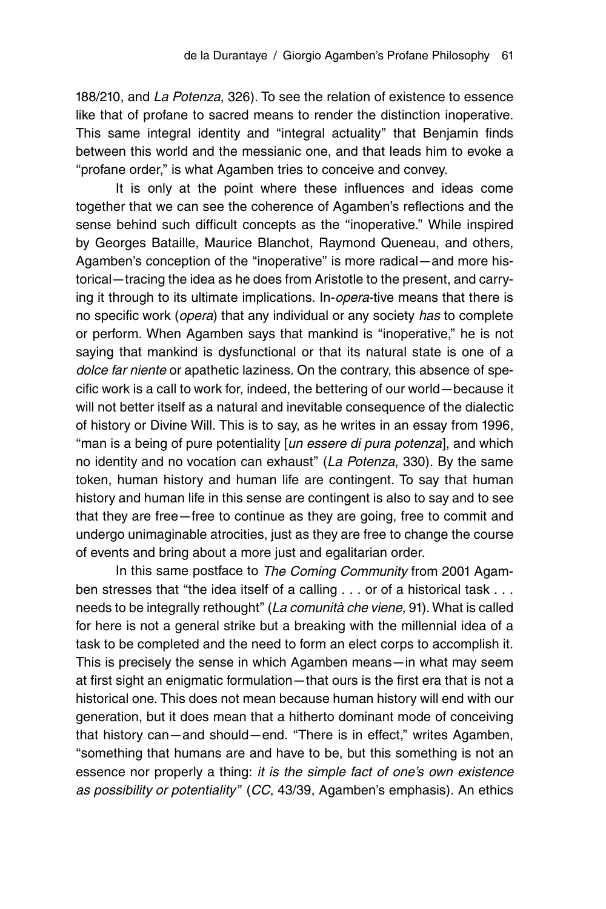188/210, and *La Potenza*, 326). To see the relation of existence to essence like that of profane to sacred means to render the distinction inoperative. This same integral identity and "integral actuality" that Benjamin finds between this world and the messianic one, and that leads him to evoke a "profane order," is what Agamben tries to conceive and convey.

It is only at the point where these influences and ideas come together that we can see the coherence of Agamben's reflections and the sense behind such difficult concepts as the "inoperative." While inspired by Georges Bataille, Maurice Blanchot, Raymond Queneau, and others, Agamben's conception of the "inoperative" is more radical—and more historical—tracing the idea as he does from Aristotle to the present, and carrying it through to its ultimate implications. In-*opera*-tive means that there is no specific work (*opera*) that any individual or any society *has* to complete or perform. When Agamben says that mankind is "inoperative," he is not saying that mankind is dysfunctional or that its natural state is one of a *dolce far niente* or apathetic laziness. On the contrary, this absence of specific work is a call to work for, indeed, the bettering of our world—because it will not better itself as a natural and inevitable consequence of the dialectic of history or Divine Will. This is to say, as he writes in an essay from 1996, "man is a being of pure potentiality [*un essere di pura potenza*], and which no identity and no vocation can exhaust" (*La Potenza*, 330). By the same token, human history and human life are contingent. To say that human history and human life in this sense are contingent is also to say and to see that they are free—free to continue as they are going, free to commit and undergo unimaginable atrocities, just as they are free to change the course of events and bring about a more just and egalitarian order.

In this same postface to *The Coming Community* from 2001 Agamben stresses that "the idea itself of a calling . . . or of a historical task . . . needs to be integrally rethought" (*La comunità che viene*, 91). What is called for here is not a general strike but a breaking with the millennial idea of a task to be completed and the need to form an elect corps to accomplish it. This is precisely the sense in which Agamben means—in what may seem at first sight an enigmatic formulation—that ours is the first era that is not a historical one. This does not mean because human history will end with our generation, but it does mean that a hitherto dominant mode of conceiving that history can—and should—end. "There is in effect," writes Agamben, "something that humans are and have to be, but this something is not an essence nor properly a thing: *it is the simple fact of one's own existence as possibility or potentiality*" (*CC*, 43/39, Agamben's emphasis). An ethics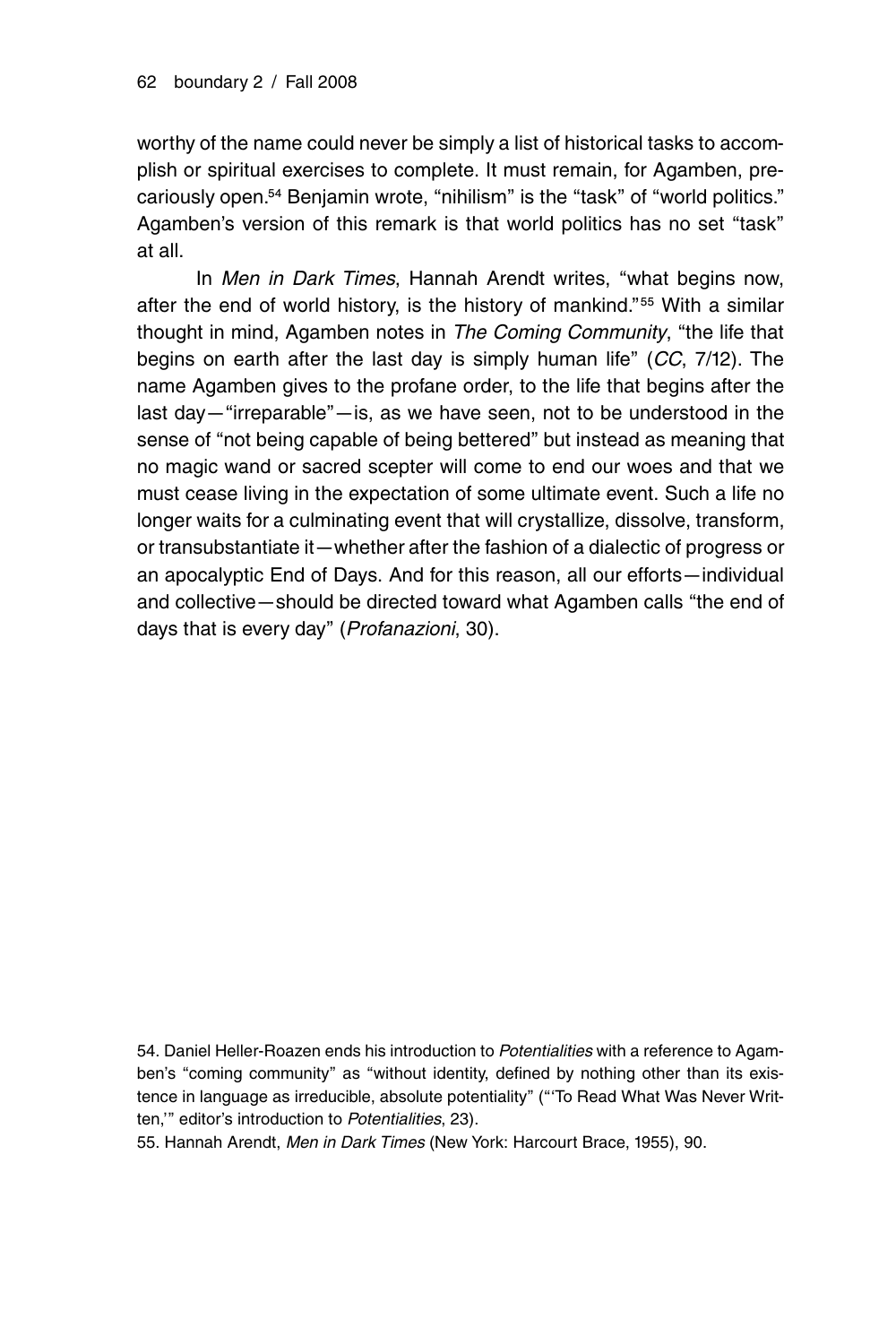worthy of the name could never be simply a list of historical tasks to accomplish or spiritual exercises to complete. It must remain, for Agamben, precariously open.[54] Benjamin wrote, "nihilism" is the "task" of "world politics." Agamben's version of this remark is that world politics has no set "task" at all.

In *Men in Dark Times*, Hannah Arendt writes, "what begins now, after the end of world history, is the history of mankind."[55] With a similar thought in mind, Agamben notes in *The Coming Community*, "the life that begins on earth after the last day is simply human life" (*CC*, 7/12). The name Agamben gives to the profane order, to the life that begins after the last day—"irreparable"—is, as we have seen, not to be understood in the sense of "not being capable of being bettered" but instead as meaning that no magic wand or sacred scepter will come to end our woes and that we must cease living in the expectation of some ultimate event. Such a life no longer waits for a culminating event that will crystallize, dissolve, transform, or transubstantiate it—whether after the fashion of a dialectic of progress or an apocalyptic End of Days. And for this reason, all our efforts—individual and collective—should be directed toward what Agamben calls "the end of days that is every day" (*Profanazioni*, 30).

54. Daniel Heller-Roazen ends his introduction to *Potentialities* with a reference to Agamben's "coming community" as "without identity, defined by nothing other than its existence in language as irreducible, absolute potentiality" ("'To Read What Was Never Written,'" editor's introduction to *Potentialities*, 23).

55. Hannah Arendt, *Men in Dark Times* (New York: Harcourt Brace, 1955), 90.